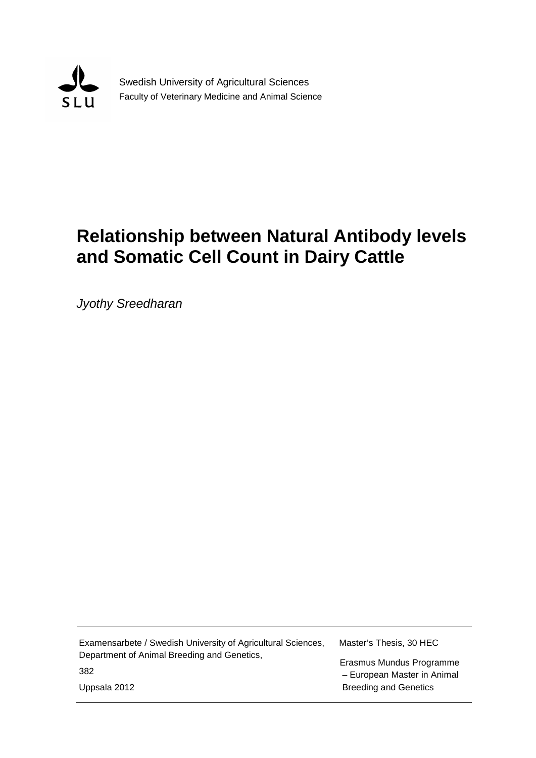SLU

Swedish University of Agricultural Sciences
Faculty of Veterinary Medicine and Animal Science

# Relationship between Natural Antibody levels and Somatic Cell Count in Dairy Cattle

*Jyothy Sreedharan*

---

Examensarbete / Swedish University of Agricultural Sciences,
Department of Animal Breeding and Genetics,
382
Uppsala 2012

Master's Thesis, 30 HEC
Erasmus Mundus Programme – European Master in Animal Breeding and Genetics

---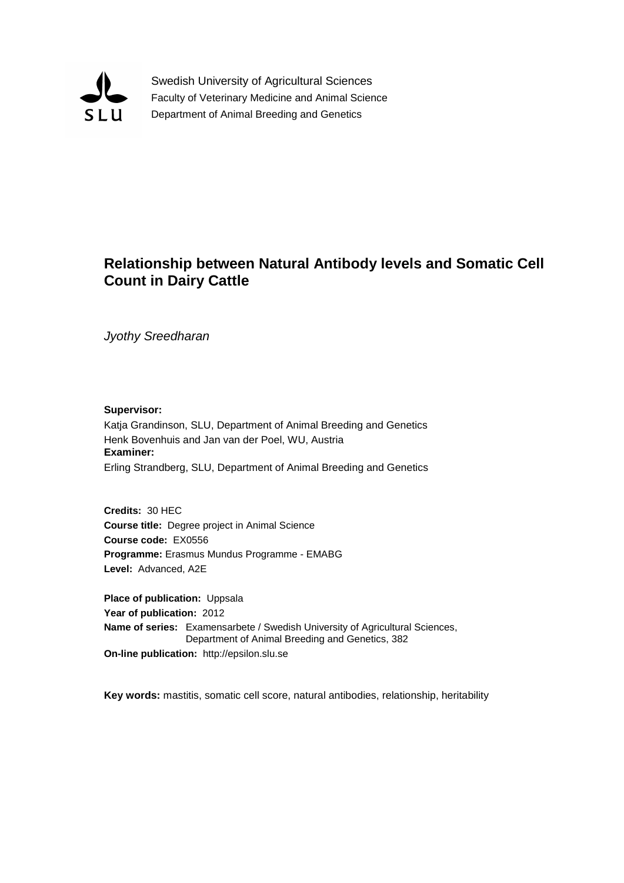Swedish University of Agricultural Sciences
Faculty of Veterinary Medicine and Animal Science
Department of Animal Breeding and Genetics

# Relationship between Natural Antibody levels and Somatic Cell Count in Dairy Cattle

*Jyothy Sreedharan*

**Supervisor:**
Katja Grandinson, SLU, Department of Animal Breeding and Genetics
Henk Bovenhuis and Jan van der Poel, WU, Austria

**Examiner:**
Erling Strandberg, SLU, Department of Animal Breeding and Genetics

**Credits:** 30 HEC
**Course title:** Degree project in Animal Science
**Course code:** EX0556
**Programme:** Erasmus Mundus Programme - EMABG
**Level:** Advanced, A2E

**Place of publication:** Uppsala
**Year of publication:** 2012
**Name of series:** Examensarbete / Swedish University of Agricultural Sciences, Department of Animal Breeding and Genetics, 382
**On-line publication:** http://epsilon.slu.se

**Key words:** mastitis, somatic cell score, natural antibodies, relationship, heritability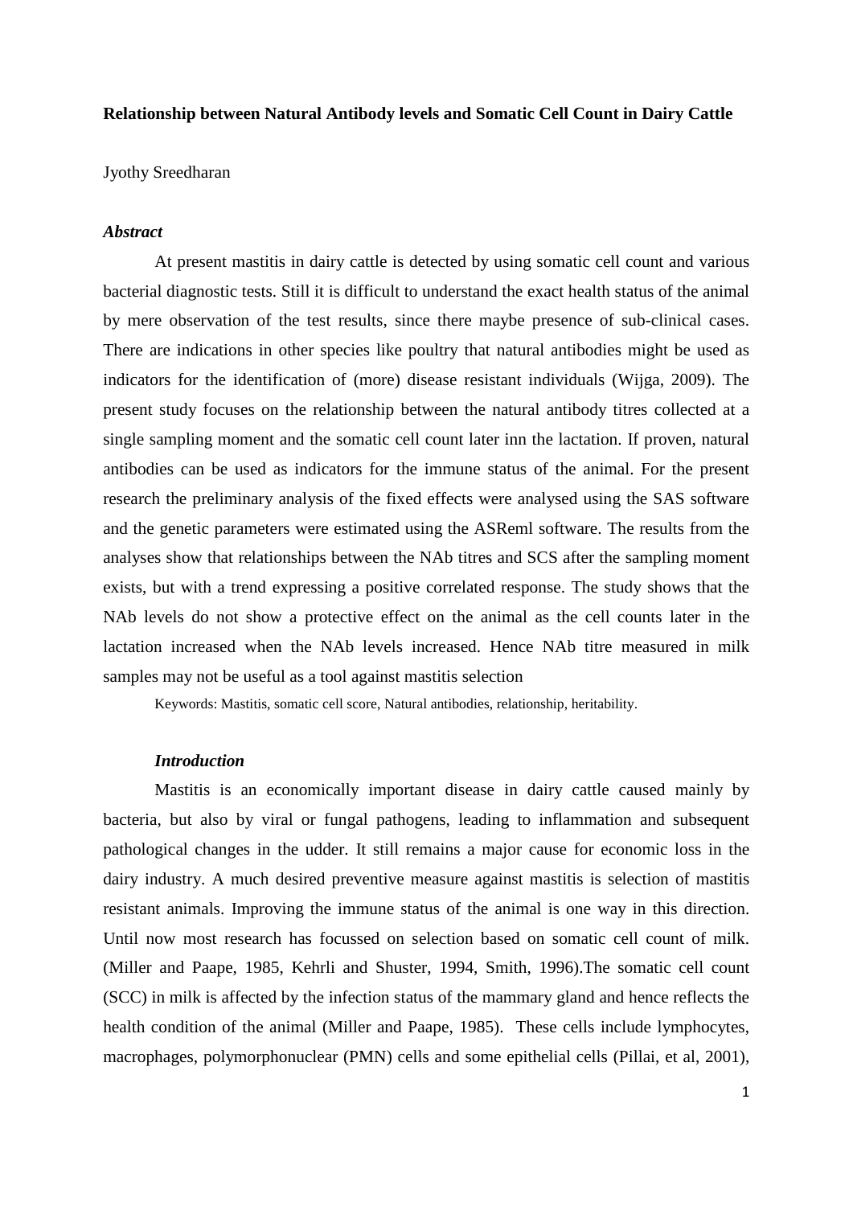**Relationship between Natural Antibody levels and Somatic Cell Count in Dairy Cattle**

Jyothy Sreedharan

***Abstract***

At present mastitis in dairy cattle is detected by using somatic cell count and various bacterial diagnostic tests. Still it is difficult to understand the exact health status of the animal by mere observation of the test results, since there maybe presence of sub-clinical cases. There are indications in other species like poultry that natural antibodies might be used as indicators for the identification of (more) disease resistant individuals (Wijga, 2009). The present study focuses on the relationship between the natural antibody titres collected at a single sampling moment and the somatic cell count later inn the lactation. If proven, natural antibodies can be used as indicators for the immune status of the animal. For the present research the preliminary analysis of the fixed effects were analysed using the SAS software and the genetic parameters were estimated using the ASReml software. The results from the analyses show that relationships between the NAb titres and SCS after the sampling moment exists, but with a trend expressing a positive correlated response. The study shows that the NAb levels do not show a protective effect on the animal as the cell counts later in the lactation increased when the NAb levels increased. Hence NAb titre measured in milk samples may not be useful as a tool against mastitis selection

Keywords: Mastitis, somatic cell score, Natural antibodies, relationship, heritability.

***Introduction***

Mastitis is an economically important disease in dairy cattle caused mainly by bacteria, but also by viral or fungal pathogens, leading to inflammation and subsequent pathological changes in the udder. It still remains a major cause for economic loss in the dairy industry. A much desired preventive measure against mastitis is selection of mastitis resistant animals. Improving the immune status of the animal is one way in this direction. Until now most research has focussed on selection based on somatic cell count of milk. (Miller and Paape, 1985, Kehrli and Shuster, 1994, Smith, 1996).The somatic cell count (SCC) in milk is affected by the infection status of the mammary gland and hence reflects the health condition of the animal (Miller and Paape, 1985). These cells include lymphocytes, macrophages, polymorphonuclear (PMN) cells and some epithelial cells (Pillai, et al, 2001),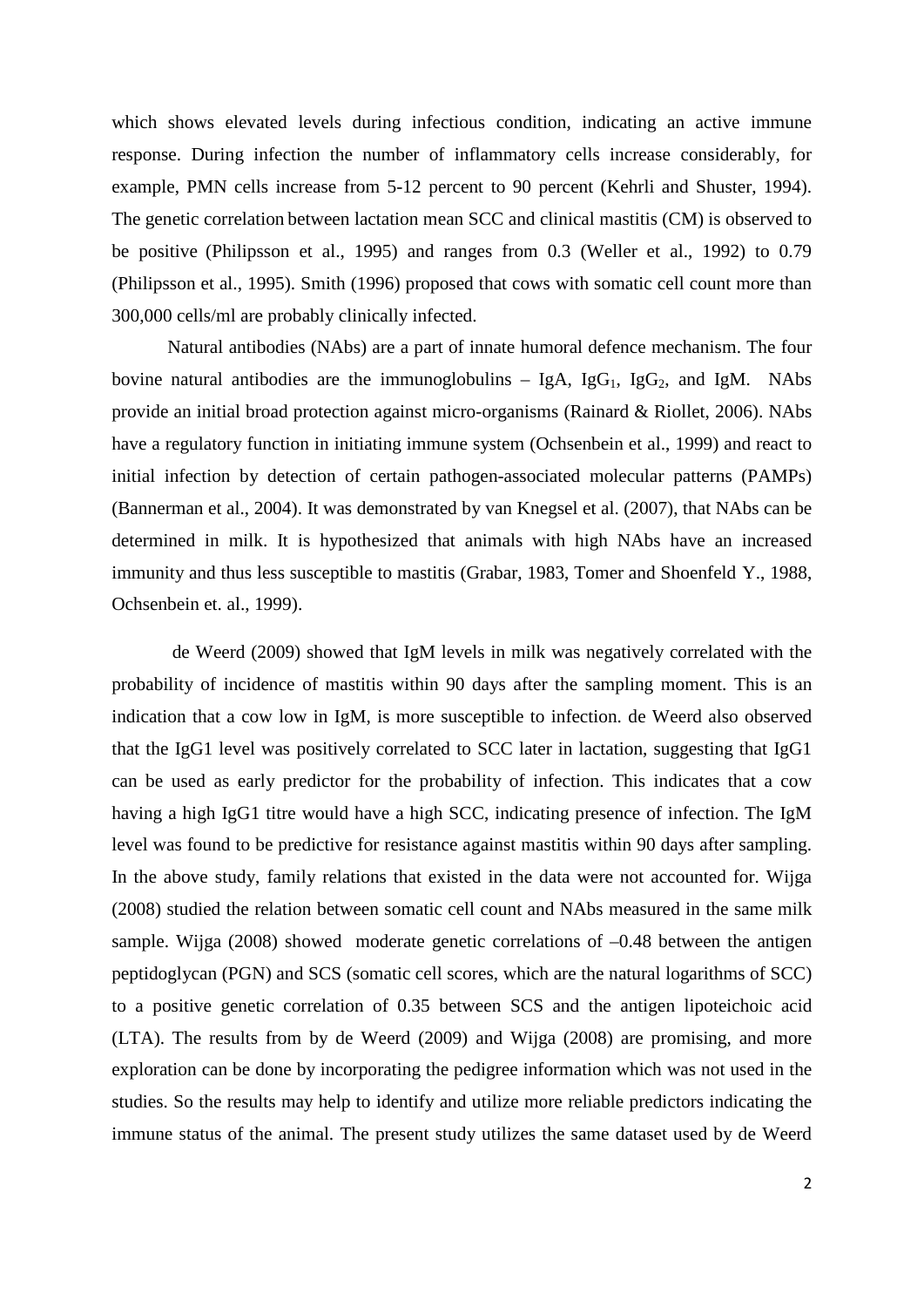which shows elevated levels during infectious condition, indicating an active immune response. During infection the number of inflammatory cells increase considerably, for example, PMN cells increase from 5-12 percent to 90 percent (Kehrli and Shuster, 1994). The genetic correlation between lactation mean SCC and clinical mastitis (CM) is observed to be positive (Philipsson et al., 1995) and ranges from 0.3 (Weller et al., 1992) to 0.79 (Philipsson et al., 1995). Smith (1996) proposed that cows with somatic cell count more than 300,000 cells/ml are probably clinically infected.

Natural antibodies (NAbs) are a part of innate humoral defence mechanism. The four bovine natural antibodies are the immunoglobulins – IgA, $IgG_1$, $IgG_2$, and IgM. NAbs provide an initial broad protection against micro-organisms (Rainard & Riollet, 2006). NAbs have a regulatory function in initiating immune system (Ochsenbein et al., 1999) and react to initial infection by detection of certain pathogen-associated molecular patterns (PAMPs) (Bannerman et al., 2004). It was demonstrated by van Knegsel et al. (2007), that NAbs can be determined in milk. It is hypothesized that animals with high NAbs have an increased immunity and thus less susceptible to mastitis (Grabar, 1983, Tomer and Shoenfeld Y., 1988, Ochsenbein et. al., 1999).

de Weerd (2009) showed that IgM levels in milk was negatively correlated with the probability of incidence of mastitis within 90 days after the sampling moment. This is an indication that a cow low in IgM, is more susceptible to infection. de Weerd also observed that the IgG1 level was positively correlated to SCC later in lactation, suggesting that IgG1 can be used as early predictor for the probability of infection. This indicates that a cow having a high IgG1 titre would have a high SCC, indicating presence of infection. The IgM level was found to be predictive for resistance against mastitis within 90 days after sampling. In the above study, family relations that existed in the data were not accounted for. Wijga (2008) studied the relation between somatic cell count and NAbs measured in the same milk sample. Wijga (2008) showed moderate genetic correlations of –0.48 between the antigen peptidoglycan (PGN) and SCS (somatic cell scores, which are the natural logarithms of SCC) to a positive genetic correlation of 0.35 between SCS and the antigen lipoteichoic acid (LTA). The results from by de Weerd (2009) and Wijga (2008) are promising, and more exploration can be done by incorporating the pedigree information which was not used in the studies. So the results may help to identify and utilize more reliable predictors indicating the immune status of the animal. The present study utilizes the same dataset used by de Weerd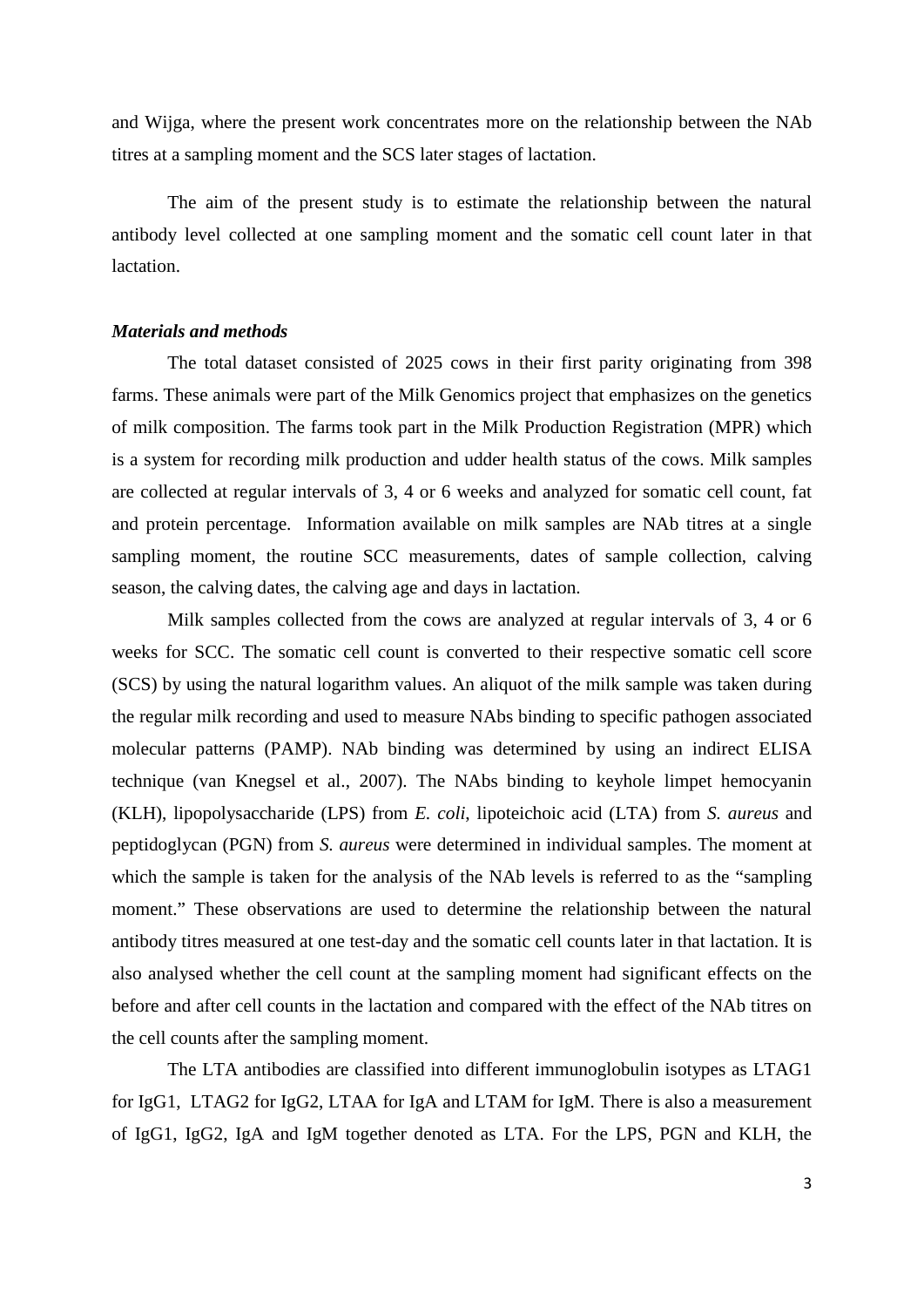and Wijga, where the present work concentrates more on the relationship between the NAb titres at a sampling moment and the SCS later stages of lactation.

The aim of the present study is to estimate the relationship between the natural antibody level collected at one sampling moment and the somatic cell count later in that lactation.

***Materials and methods***

The total dataset consisted of 2025 cows in their first parity originating from 398 farms. These animals were part of the Milk Genomics project that emphasizes on the genetics of milk composition. The farms took part in the Milk Production Registration (MPR) which is a system for recording milk production and udder health status of the cows. Milk samples are collected at regular intervals of 3, 4 or 6 weeks and analyzed for somatic cell count, fat and protein percentage. Information available on milk samples are NAb titres at a single sampling moment, the routine SCC measurements, dates of sample collection, calving season, the calving dates, the calving age and days in lactation.

Milk samples collected from the cows are analyzed at regular intervals of 3, 4 or 6 weeks for SCC. The somatic cell count is converted to their respective somatic cell score (SCS) by using the natural logarithm values. An aliquot of the milk sample was taken during the regular milk recording and used to measure NAbs binding to specific pathogen associated molecular patterns (PAMP). NAb binding was determined by using an indirect ELISA technique (van Knegsel et al., 2007). The NAbs binding to keyhole limpet hemocyanin (KLH), lipopolysaccharide (LPS) from *E. coli*, lipoteichoic acid (LTA) from *S. aureus* and peptidoglycan (PGN) from *S. aureus* were determined in individual samples. The moment at which the sample is taken for the analysis of the NAb levels is referred to as the "sampling moment." These observations are used to determine the relationship between the natural antibody titres measured at one test-day and the somatic cell counts later in that lactation. It is also analysed whether the cell count at the sampling moment had significant effects on the before and after cell counts in the lactation and compared with the effect of the NAb titres on the cell counts after the sampling moment.

The LTA antibodies are classified into different immunoglobulin isotypes as LTAG1 for IgG1, LTAG2 for IgG2, LTAA for IgA and LTAM for IgM. There is also a measurement of IgG1, IgG2, IgA and IgM together denoted as LTA. For the LPS, PGN and KLH, the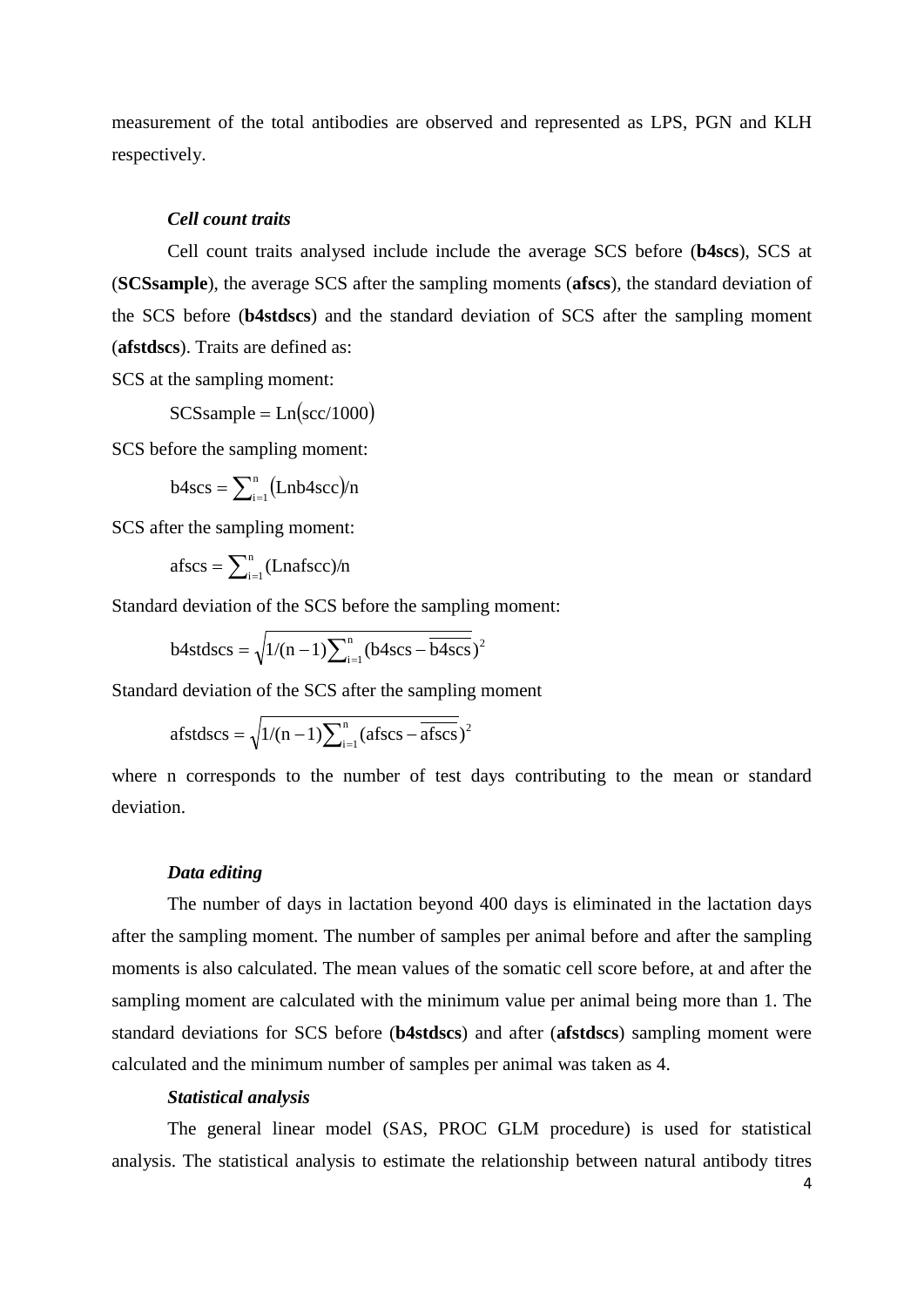measurement of the total antibodies are observed and represented as LPS, PGN and KLH respectively.

### *Cell count traits*

Cell count traits analysed include include the average SCS before (**b4scs**), SCS at (**SCSsample**), the average SCS after the sampling moments (**afscs**), the standard deviation of the SCS before (**b4stdscs**) and the standard deviation of SCS after the sampling moment (**afstdscs**). Traits are defined as:

SCS at the sampling moment:

$$\text{SCSsample} = \text{Ln}(\text{scc}/1000)$$

SCS before the sampling moment:

$$\text{b4scs} = \sum_{i=1}^{n} (\text{Lnb4scc})/\text{n}$$

SCS after the sampling moment:

$$\text{afscs} = \sum_{i=1}^{n} (\text{Lnafscc})/\text{n}$$

Standard deviation of the SCS before the sampling moment:

$$\text{b4stdscs} = \sqrt{1/(\text{n}-1)\sum_{i=1}^{n}(\text{b4scs}-\overline{\text{b4scs}}})^2$$

Standard deviation of the SCS after the sampling moment

$$\text{afstdscs} = \sqrt{1/(\text{n}-1)\sum_{i=1}^{n}(\text{afscs}-\overline{\text{afscs}}})^2$$

where n corresponds to the number of test days contributing to the mean or standard deviation.

### *Data editing*

The number of days in lactation beyond 400 days is eliminated in the lactation days after the sampling moment. The number of samples per animal before and after the sampling moments is also calculated. The mean values of the somatic cell score before, at and after the sampling moment are calculated with the minimum value per animal being more than 1. The standard deviations for SCS before (**b4stdscs**) and after (**afstdscs**) sampling moment were calculated and the minimum number of samples per animal was taken as 4.

### *Statistical analysis*

The general linear model (SAS, PROC GLM procedure) is used for statistical analysis. The statistical analysis to estimate the relationship between natural antibody titres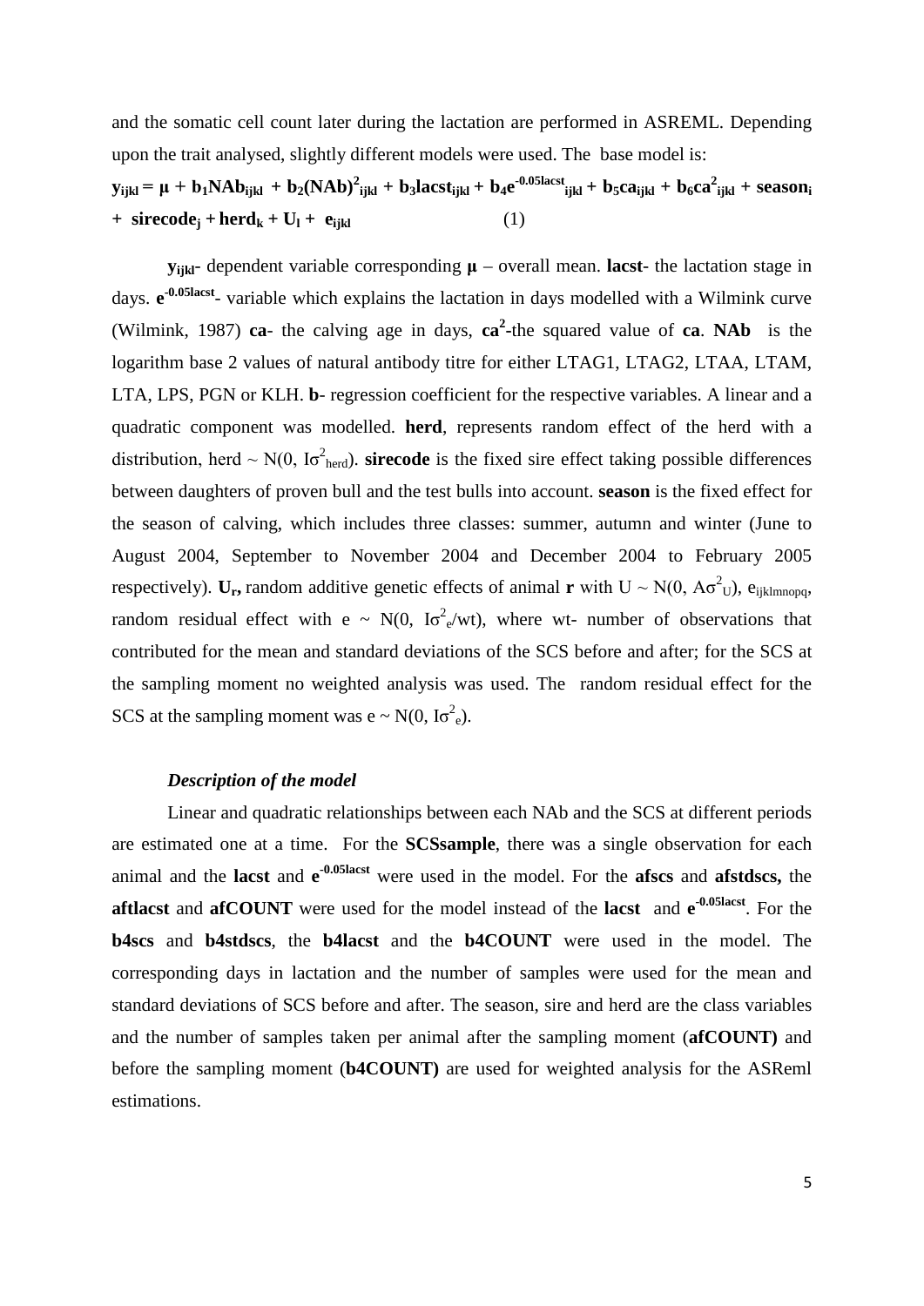and the somatic cell count later during the lactation are performed in ASREML. Depending upon the trait analysed, slightly different models were used. The base model is:

$$\mathbf{y_{ijkl} = \mu + b_1NAb_{ijkl} + b_2(NAb)^2_{ijkl} + b_3lacst_{ijkl} + b_4e^{-0.05lacst}_{ijkl} + b_5ca_{ijkl} + b_6ca^2_{ijkl} + season_i + sirecode_j + herd_k + U_l + e_{ijkl}} \quad (1)$$

$\mathbf{y_{ijkl}}$- dependent variable corresponding $\boldsymbol{\mu}$ – overall mean. **lacst**- the lactation stage in days. $\mathbf{e^{-0.05lacst}}$- variable which explains the lactation in days modelled with a Wilmink curve (Wilmink, 1987) **ca**- the calving age in days, $\mathbf{ca^2}$-the squared value of **ca**. **NAb** is the logarithm base 2 values of natural antibody titre for either LTAG1, LTAG2, LTAA, LTAM, LTA, LPS, PGN or KLH. **b**- regression coefficient for the respective variables. A linear and a quadratic component was modelled. **herd**, represents random effect of the herd with a distribution, herd ~ $N(0, I\sigma^2_{herd})$. **sirecode** is the fixed sire effect taking possible differences between daughters of proven bull and the test bulls into account. **season** is the fixed effect for the season of calving, which includes three classes: summer, autumn and winter (June to August 2004, September to November 2004 and December 2004 to February 2005 respectively). $\mathbf{U_r}$**,** random additive genetic effects of animal **r** with U ~ $N(0, A\sigma^2_U)$, $e_{ijklmnopq}$, random residual effect with e ~ $N(0, I\sigma^2_e/wt)$, where wt- number of observations that contributed for the mean and standard deviations of the SCS before and after; for the SCS at the sampling moment no weighted analysis was used. The random residual effect for the SCS at the sampling moment was e ~ $N(0, I\sigma^2_e)$.

### *Description of the model*

Linear and quadratic relationships between each NAb and the SCS at different periods are estimated one at a time. For the **SCSsample**, there was a single observation for each animal and the **lacst** and $\mathbf{e^{-0.05lacst}}$ were used in the model. For the **afscs** and **afstdscs,** the **aftlacst** and **afCOUNT** were used for the model instead of the **lacst** and $\mathbf{e^{-0.05lacst}}$. For the **b4scs** and **b4stdscs**, the **b4lacst** and the **b4COUNT** were used in the model. The corresponding days in lactation and the number of samples were used for the mean and standard deviations of SCS before and after. The season, sire and herd are the class variables and the number of samples taken per animal after the sampling moment (**afCOUNT)** and before the sampling moment (**b4COUNT)** are used for weighted analysis for the ASReml estimations.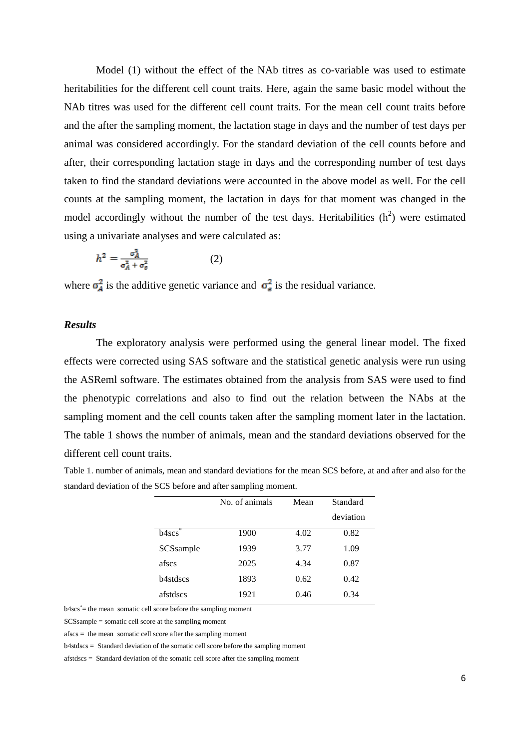Model (1) without the effect of the NAb titres as co-variable was used to estimate heritabilities for the different cell count traits. Here, again the same basic model without the NAb titres was used for the different cell count traits. For the mean cell count traits before and the after the sampling moment, the lactation stage in days and the number of test days per animal was considered accordingly. For the standard deviation of the cell counts before and after, their corresponding lactation stage in days and the corresponding number of test days taken to find the standard deviations were accounted in the above model as well. For the cell counts at the sampling moment, the lactation in days for that moment was changed in the model accordingly without the number of the test days. Heritabilities ($h^2$) were estimated using a univariate analyses and were calculated as:

$$h^2 = \frac{\sigma_A^2}{\sigma_A^2 + \sigma_e^2} \qquad (2)$$

where $\sigma_A^2$ is the additive genetic variance and $\sigma_e^2$ is the residual variance.

### *Results*

The exploratory analysis were performed using the general linear model. The fixed effects were corrected using SAS software and the statistical genetic analysis were run using the ASReml software. The estimates obtained from the analysis from SAS were used to find the phenotypic correlations and also to find out the relation between the NAbs at the sampling moment and the cell counts taken after the sampling moment later in the lactation. The table 1 shows the number of animals, mean and the standard deviations observed for the different cell count traits.

Table 1. number of animals, mean and standard deviations for the mean SCS before, at and after and also for the standard deviation of the SCS before and after sampling moment.

| | No. of animals | Mean | Standard deviation |
|---|---|---|---|
| b4scs* | 1900 | 4.02 | 0.82 |
| SCSsample | 1939 | 3.77 | 1.09 |
| afscs | 2025 | 4.34 | 0.87 |
| b4stdscs | 1893 | 0.62 | 0.42 |
| afstdscs | 1921 | 0.46 | 0.34 |

b4scs* = the mean somatic cell score before the sampling moment

SCSsample = somatic cell score at the sampling moment

afscs = the mean somatic cell score after the sampling moment

b4stdscs = Standard deviation of the somatic cell score before the sampling moment

afstdscs = Standard deviation of the somatic cell score after the sampling moment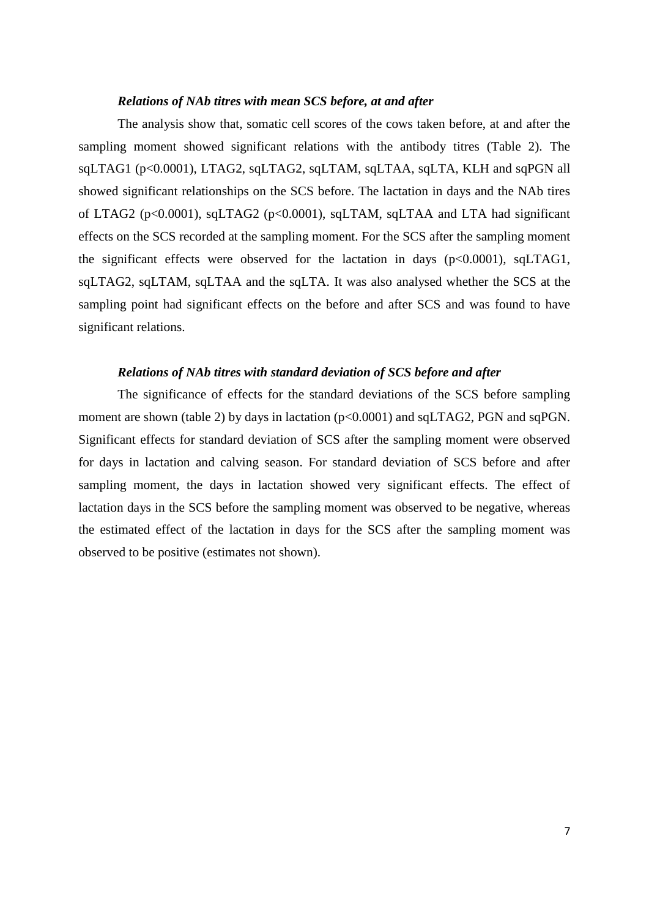### *Relations of NAb titres with mean SCS before, at and after*

The analysis show that, somatic cell scores of the cows taken before, at and after the sampling moment showed significant relations with the antibody titres (Table 2). The sqLTAG1 ($p<0.0001$), LTAG2, sqLTAG2, sqLTAM, sqLTAA, sqLTA, KLH and sqPGN all showed significant relationships on the SCS before. The lactation in days and the NAb tires of LTAG2 ($p<0.0001$), sqLTAG2 ($p<0.0001$), sqLTAM, sqLTAA and LTA had significant effects on the SCS recorded at the sampling moment. For the SCS after the sampling moment the significant effects were observed for the lactation in days ($p<0.0001$), sqLTAG1, sqLTAG2, sqLTAM, sqLTAA and the sqLTA. It was also analysed whether the SCS at the sampling point had significant effects on the before and after SCS and was found to have significant relations.

### *Relations of NAb titres with standard deviation of SCS before and after*

The significance of effects for the standard deviations of the SCS before sampling moment are shown (table 2) by days in lactation ($p<0.0001$) and sqLTAG2, PGN and sqPGN. Significant effects for standard deviation of SCS after the sampling moment were observed for days in lactation and calving season. For standard deviation of SCS before and after sampling moment, the days in lactation showed very significant effects. The effect of lactation days in the SCS before the sampling moment was observed to be negative, whereas the estimated effect of the lactation in days for the SCS after the sampling moment was observed to be positive (estimates not shown).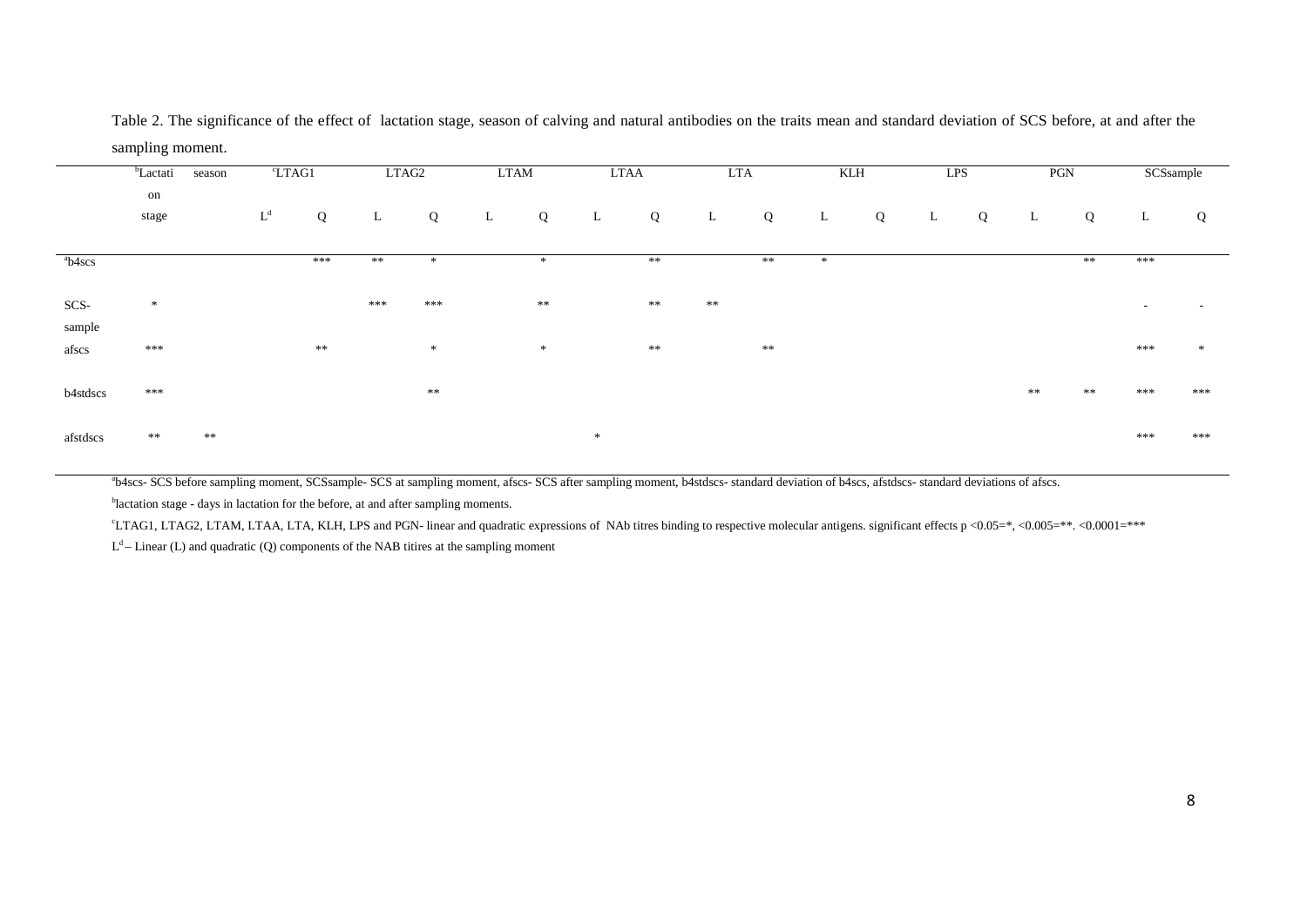Table 2. The significance of the effect of lactation stage, season of calving and natural antibodies on the traits mean and standard deviation of SCS before, at and after the sampling moment.

| | [b]Lactation stage | season | [c]LTAG1 | | LTAG2 | | LTAM | | LTAA | | LTA | | KLH | | LPS | | PGN | | SCSsample | |
|---|---|---|---|---|---|---|---|---|---|---|---|---|---|---|---|---|---|---|---|---|
| | | | L[d] | Q | L | Q | L | Q | L | Q | L | Q | L | Q | L | Q | L | Q | L | Q |
| [a]b4scs | | | | *** | ** | * | | * | | ** | | ** | * | | | | | ** | *** | |
| SCS-sample | * | | | | *** | *** | | ** | | ** | ** | | | | | | | | - | - |
| afscs | *** | | | ** | | * | | * | | ** | | ** | | | | | | | *** | * |
| b4stdscs | *** | | | | | ** | | | | | | | | | | | ** | ** | *** | *** |
| afstdscs | ** | ** | | | | | | | * | | | | | | | | | | *** | *** |

[a]b4scs- SCS before sampling moment, SCSsample- SCS at sampling moment, afscs- SCS after sampling moment, b4stdscs- standard deviation of b4scs, afstdscs- standard deviations of afscs.

[b]lactation stage - days in lactation for the before, at and after sampling moments.

[c]LTAG1, LTAG2, LTAM, LTAA, LTA, KLH, LPS and PGN- linear and quadratic expressions of NAb titres binding to respective molecular antigens. significant effects p <0.05=*, <0.005=**. <0.0001=***

L[d] – Linear (L) and quadratic (Q) components of the NAB titires at the sampling moment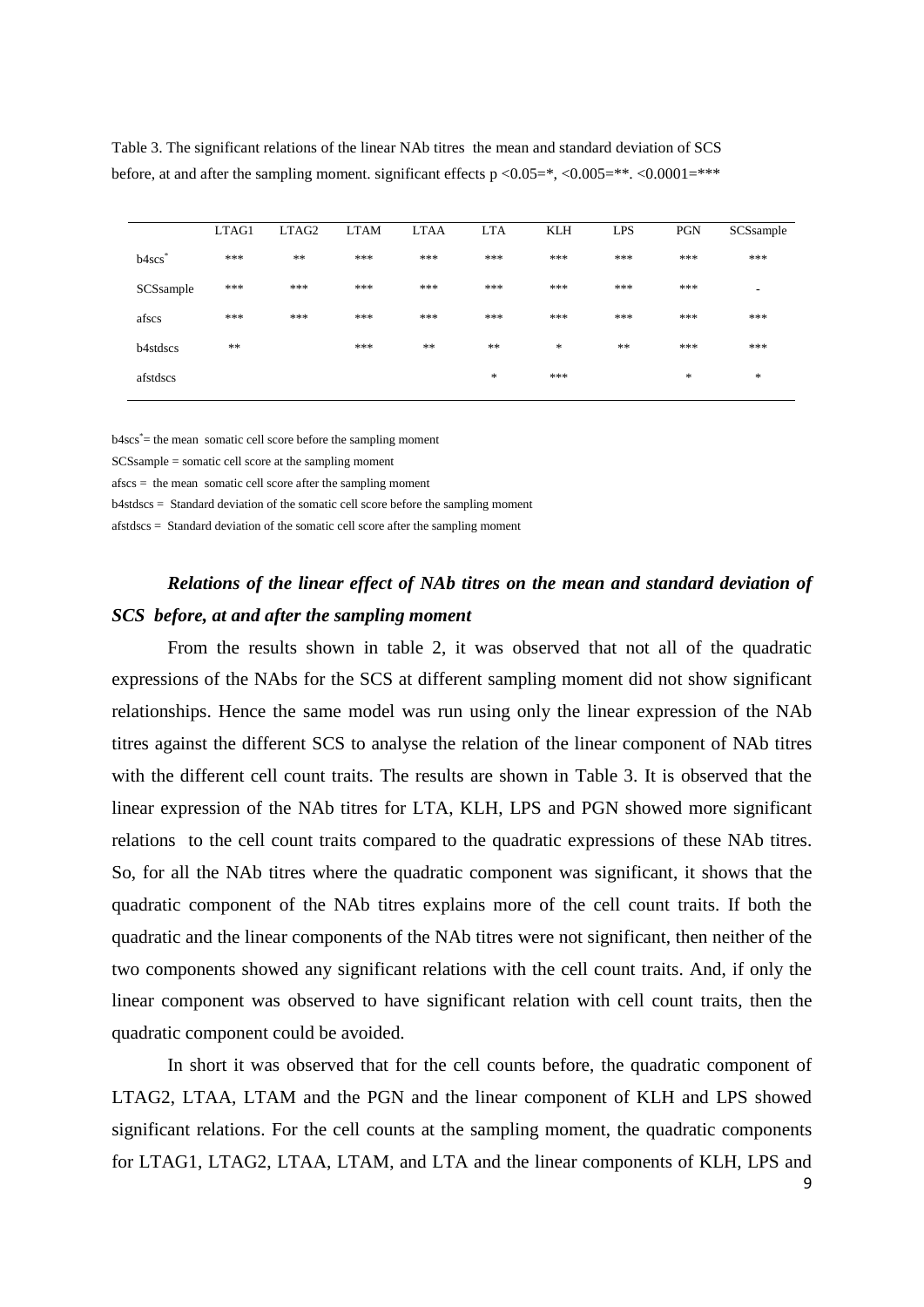Table 3. The significant relations of the linear NAb titres the mean and standard deviation of SCS before, at and after the sampling moment. significant effects p <0.05=*, <0.005=**. <0.0001=***

| | LTAG1 | LTAG2 | LTAM | LTAA | LTA | KLH | LPS | PGN | SCSsample |
|---|---|---|---|---|---|---|---|---|---|
| b4scs* | *** | ** | *** | *** | *** | *** | *** | *** | *** |
| SCSsample | *** | *** | *** | *** | *** | *** | *** | *** | - |
| afscs | *** | *** | *** | *** | *** | *** | *** | *** | *** |
| b4stdscs | ** | | *** | ** | ** | * | ** | *** | *** |
| afstdscs | | | | | * | *** | | * | * |

b4scs* = the mean somatic cell score before the sampling moment

SCSsample = somatic cell score at the sampling moment

afscs = the mean somatic cell score after the sampling moment

b4stdscs = Standard deviation of the somatic cell score before the sampling moment

afstdscs = Standard deviation of the somatic cell score after the sampling moment

### *Relations of the linear effect of NAb titres on the mean and standard deviation of SCS before, at and after the sampling moment*

From the results shown in table 2, it was observed that not all of the quadratic expressions of the NAbs for the SCS at different sampling moment did not show significant relationships. Hence the same model was run using only the linear expression of the NAb titres against the different SCS to analyse the relation of the linear component of NAb titres with the different cell count traits. The results are shown in Table 3. It is observed that the linear expression of the NAb titres for LTA, KLH, LPS and PGN showed more significant relations to the cell count traits compared to the quadratic expressions of these NAb titres. So, for all the NAb titres where the quadratic component was significant, it shows that the quadratic component of the NAb titres explains more of the cell count traits. If both the quadratic and the linear components of the NAb titres were not significant, then neither of the two components showed any significant relations with the cell count traits. And, if only the linear component was observed to have significant relation with cell count traits, then the quadratic component could be avoided.

In short it was observed that for the cell counts before, the quadratic component of LTAG2, LTAA, LTAM and the PGN and the linear component of KLH and LPS showed significant relations. For the cell counts at the sampling moment, the quadratic components for LTAG1, LTAG2, LTAA, LTAM, and LTA and the linear components of KLH, LPS and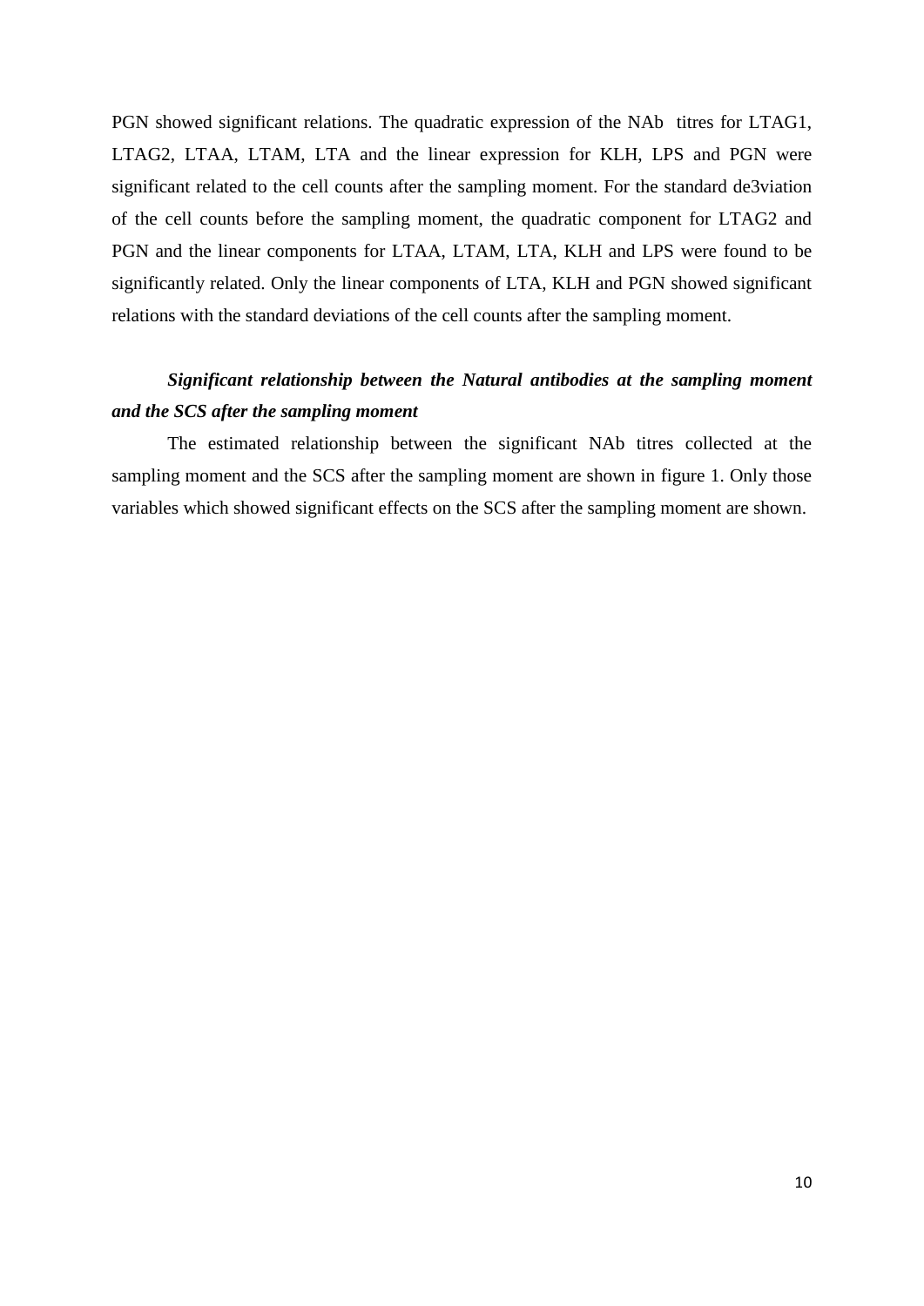PGN showed significant relations. The quadratic expression of the NAb titres for LTAG1, LTAG2, LTAA, LTAM, LTA and the linear expression for KLH, LPS and PGN were significant related to the cell counts after the sampling moment. For the standard de3viation of the cell counts before the sampling moment, the quadratic component for LTAG2 and PGN and the linear components for LTAA, LTAM, LTA, KLH and LPS were found to be significantly related. Only the linear components of LTA, KLH and PGN showed significant relations with the standard deviations of the cell counts after the sampling moment.

***Significant relationship between the Natural antibodies at the sampling moment and the SCS after the sampling moment***

The estimated relationship between the significant NAb titres collected at the sampling moment and the SCS after the sampling moment are shown in figure 1. Only those variables which showed significant effects on the SCS after the sampling moment are shown.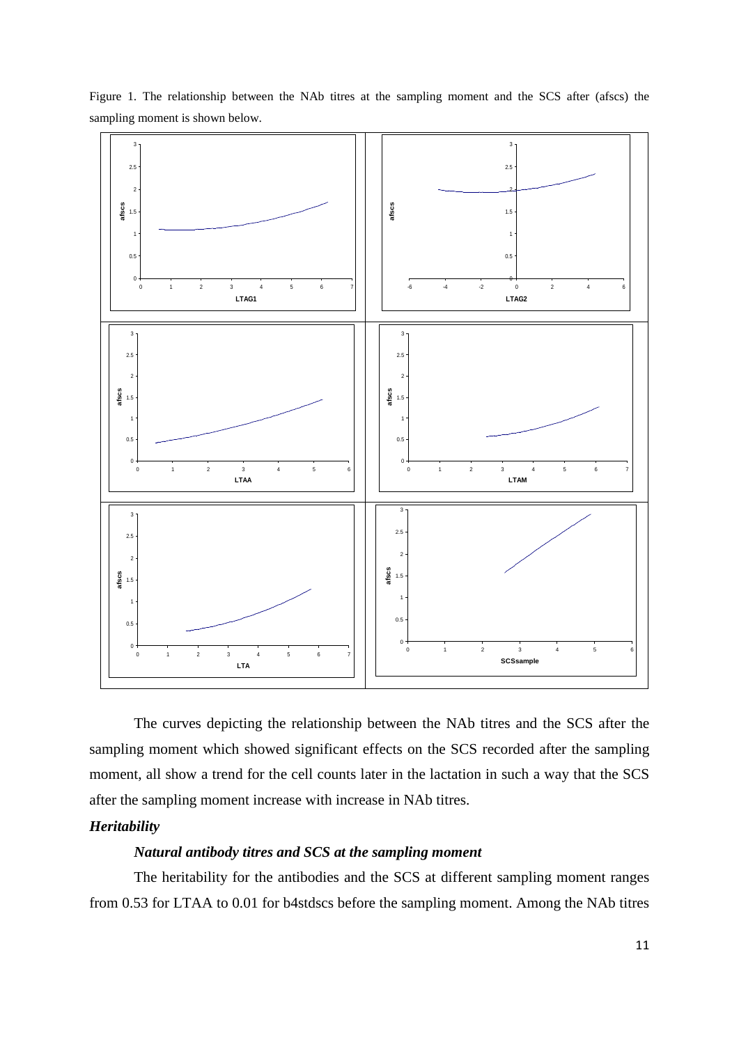Figure 1. The relationship between the NAb titres at the sampling moment and the SCS after (afscs) the sampling moment is shown below.

The curves depicting the relationship between the NAb titres and the SCS after the sampling moment which showed significant effects on the SCS recorded after the sampling moment, all show a trend for the cell counts later in the lactation in such a way that the SCS after the sampling moment increase with increase in NAb titres.

### *Heritability*

#### *Natural antibody titres and SCS at the sampling moment*

The heritability for the antibodies and the SCS at different sampling moment ranges from 0.53 for LTAA to 0.01 for b4stdscs before the sampling moment. Among the NAb titres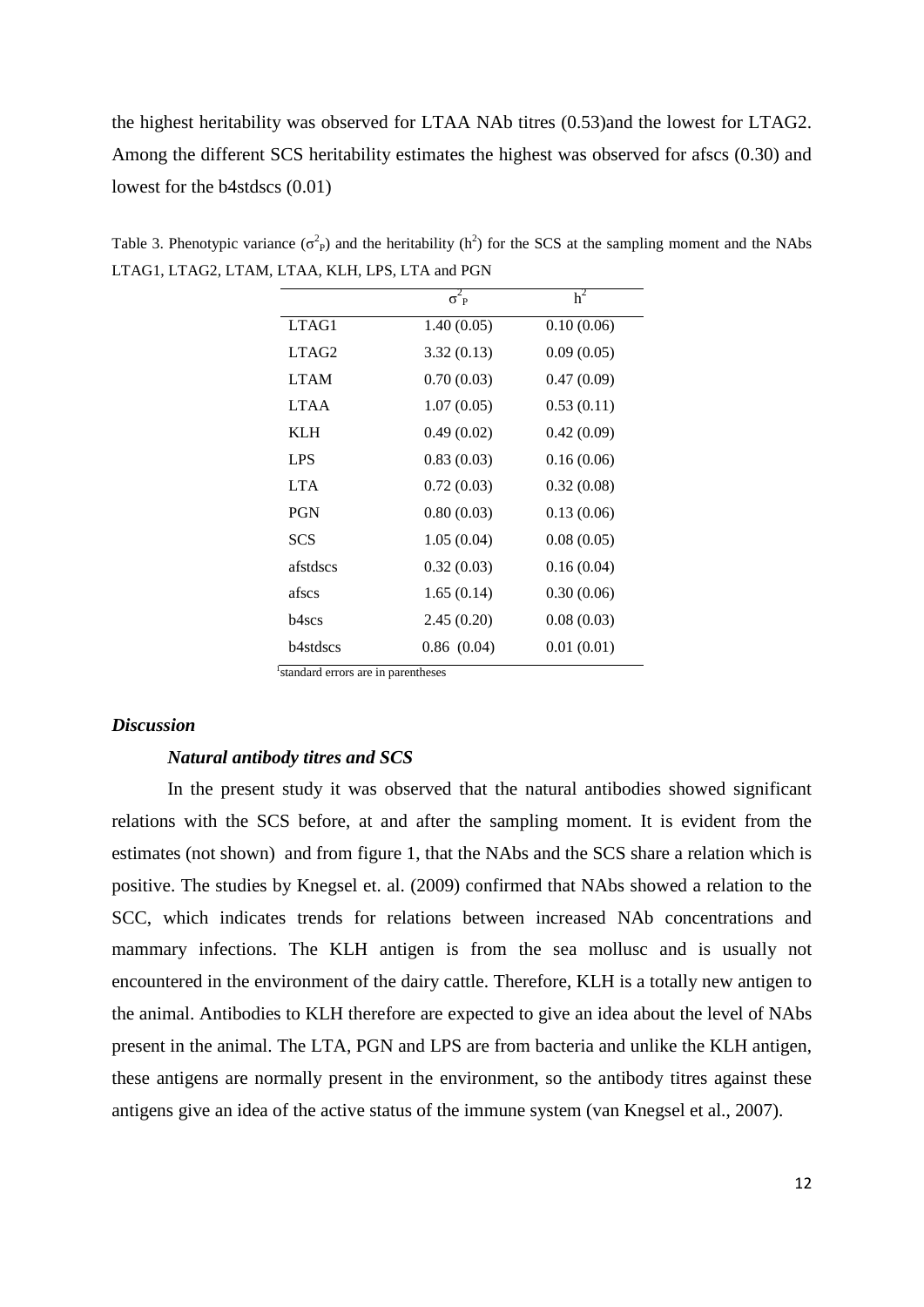the highest heritability was observed for LTAA NAb titres (0.53)and the lowest for LTAG2. Among the different SCS heritability estimates the highest was observed for afscs (0.30) and lowest for the b4stdscs (0.01)

Table 3. Phenotypic variance ($\sigma^2_P$) and the heritability ($h^2$) for the SCS at the sampling moment and the NAbs LTAG1, LTAG2, LTAM, LTAA, KLH, LPS, LTA and PGN

| | $\sigma^2_P$ | $h^2$ |
|---|---|---|
| LTAG1 | 1.40 (0.05) | 0.10 (0.06) |
| LTAG2 | 3.32 (0.13) | 0.09 (0.05) |
| LTAM | 0.70 (0.03) | 0.47 (0.09) |
| LTAA | 1.07 (0.05) | 0.53 (0.11) |
| KLH | 0.49 (0.02) | 0.42 (0.09) |
| LPS | 0.83 (0.03) | 0.16 (0.06) |
| LTA | 0.72 (0.03) | 0.32 (0.08) |
| PGN | 0.80 (0.03) | 0.13 (0.06) |
| SCS | 1.05 (0.04) | 0.08 (0.05) |
| afstdscs | 0.32 (0.03) | 0.16 (0.04) |
| afscs | 1.65 (0.14) | 0.30 (0.06) |
| b4scs | 2.45 (0.20) | 0.08 (0.03) |
| b4stdscs | 0.86 (0.04) | 0.01 (0.01) |

[1]standard errors are in parentheses

## *Discussion*

### *Natural antibody titres and SCS*

In the present study it was observed that the natural antibodies showed significant relations with the SCS before, at and after the sampling moment. It is evident from the estimates (not shown) and from figure 1, that the NAbs and the SCS share a relation which is positive. The studies by Knegsel et. al. (2009) confirmed that NAbs showed a relation to the SCC, which indicates trends for relations between increased NAb concentrations and mammary infections. The KLH antigen is from the sea mollusc and is usually not encountered in the environment of the dairy cattle. Therefore, KLH is a totally new antigen to the animal. Antibodies to KLH therefore are expected to give an idea about the level of NAbs present in the animal. The LTA, PGN and LPS are from bacteria and unlike the KLH antigen, these antigens are normally present in the environment, so the antibody titres against these antigens give an idea of the active status of the immune system (van Knegsel et al., 2007).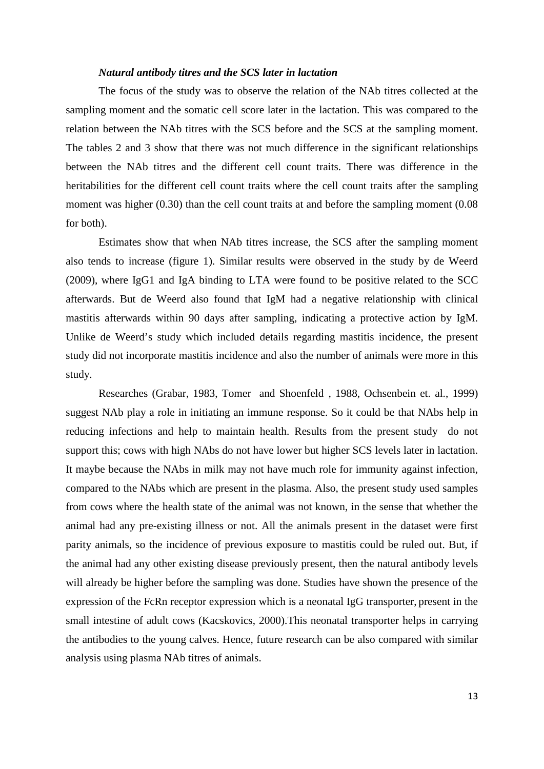### *Natural antibody titres and the SCS later in lactation*

The focus of the study was to observe the relation of the NAb titres collected at the sampling moment and the somatic cell score later in the lactation. This was compared to the relation between the NAb titres with the SCS before and the SCS at the sampling moment. The tables 2 and 3 show that there was not much difference in the significant relationships between the NAb titres and the different cell count traits. There was difference in the heritabilities for the different cell count traits where the cell count traits after the sampling moment was higher (0.30) than the cell count traits at and before the sampling moment (0.08 for both).

Estimates show that when NAb titres increase, the SCS after the sampling moment also tends to increase (figure 1). Similar results were observed in the study by de Weerd (2009), where IgG1 and IgA binding to LTA were found to be positive related to the SCC afterwards. But de Weerd also found that IgM had a negative relationship with clinical mastitis afterwards within 90 days after sampling, indicating a protective action by IgM. Unlike de Weerd's study which included details regarding mastitis incidence, the present study did not incorporate mastitis incidence and also the number of animals were more in this study.

Researches (Grabar, 1983, Tomer and Shoenfeld , 1988, Ochsenbein et. al., 1999) suggest NAb play a role in initiating an immune response. So it could be that NAbs help in reducing infections and help to maintain health. Results from the present study do not support this; cows with high NAbs do not have lower but higher SCS levels later in lactation. It maybe because the NAbs in milk may not have much role for immunity against infection, compared to the NAbs which are present in the plasma. Also, the present study used samples from cows where the health state of the animal was not known, in the sense that whether the animal had any pre-existing illness or not. All the animals present in the dataset were first parity animals, so the incidence of previous exposure to mastitis could be ruled out. But, if the animal had any other existing disease previously present, then the natural antibody levels will already be higher before the sampling was done. Studies have shown the presence of the expression of the FcRn receptor expression which is a neonatal IgG transporter, present in the small intestine of adult cows (Kacskovics, 2000).This neonatal transporter helps in carrying the antibodies to the young calves. Hence, future research can be also compared with similar analysis using plasma NAb titres of animals.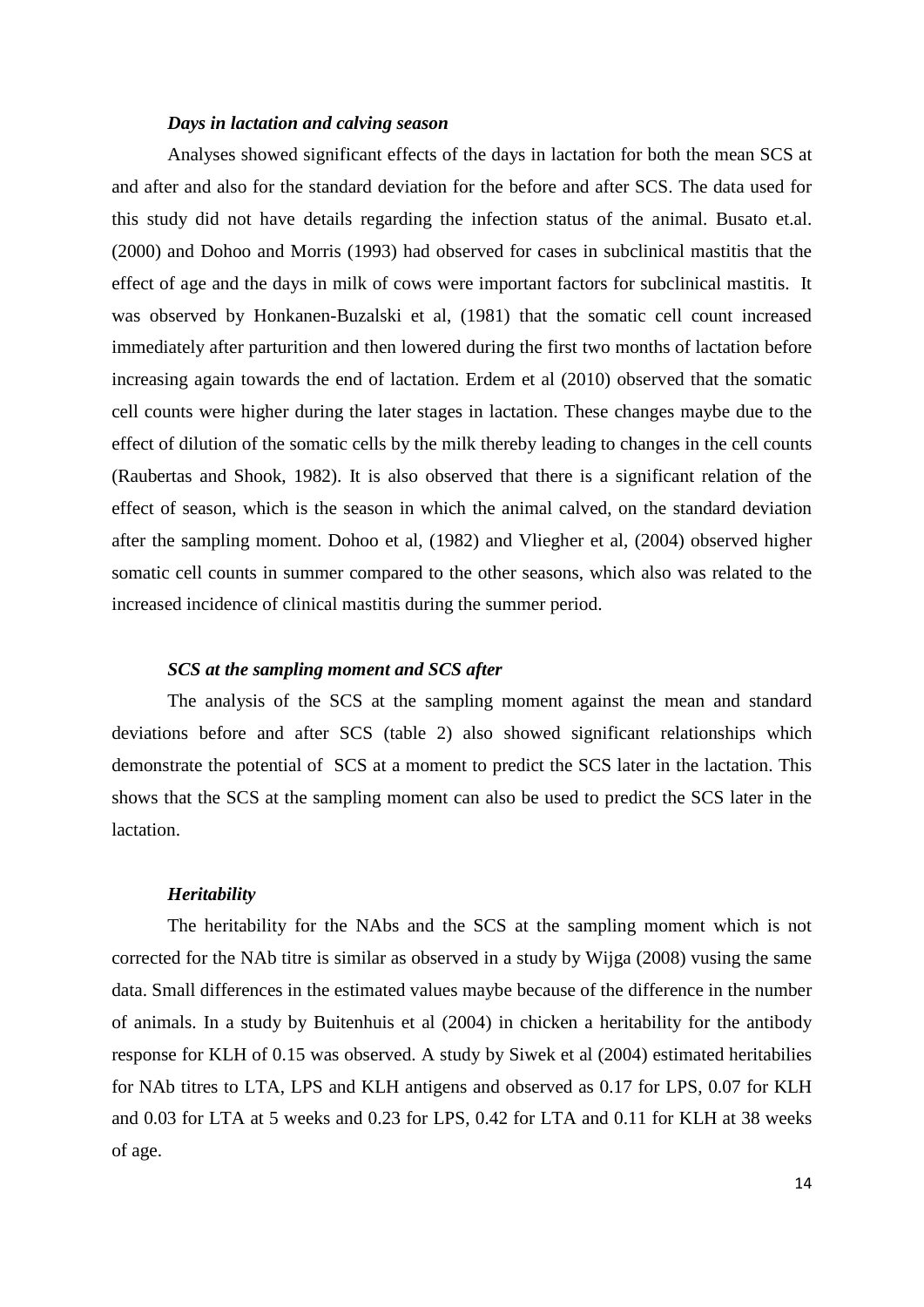### *Days in lactation and calving season*

Analyses showed significant effects of the days in lactation for both the mean SCS at and after and also for the standard deviation for the before and after SCS. The data used for this study did not have details regarding the infection status of the animal. Busato et.al. (2000) and Dohoo and Morris (1993) had observed for cases in subclinical mastitis that the effect of age and the days in milk of cows were important factors for subclinical mastitis. It was observed by Honkanen-Buzalski et al, (1981) that the somatic cell count increased immediately after parturition and then lowered during the first two months of lactation before increasing again towards the end of lactation. Erdem et al (2010) observed that the somatic cell counts were higher during the later stages in lactation. These changes maybe due to the effect of dilution of the somatic cells by the milk thereby leading to changes in the cell counts (Raubertas and Shook, 1982). It is also observed that there is a significant relation of the effect of season, which is the season in which the animal calved, on the standard deviation after the sampling moment. Dohoo et al, (1982) and Vliegher et al, (2004) observed higher somatic cell counts in summer compared to the other seasons, which also was related to the increased incidence of clinical mastitis during the summer period.

### *SCS at the sampling moment and SCS after*

The analysis of the SCS at the sampling moment against the mean and standard deviations before and after SCS (table 2) also showed significant relationships which demonstrate the potential of SCS at a moment to predict the SCS later in the lactation. This shows that the SCS at the sampling moment can also be used to predict the SCS later in the lactation.

### *Heritability*

The heritability for the NAbs and the SCS at the sampling moment which is not corrected for the NAb titre is similar as observed in a study by Wijga (2008) vusing the same data. Small differences in the estimated values maybe because of the difference in the number of animals. In a study by Buitenhuis et al (2004) in chicken a heritability for the antibody response for KLH of 0.15 was observed. A study by Siwek et al (2004) estimated heritabilies for NAb titres to LTA, LPS and KLH antigens and observed as 0.17 for LPS, 0.07 for KLH and 0.03 for LTA at 5 weeks and 0.23 for LPS, 0.42 for LTA and 0.11 for KLH at 38 weeks of age.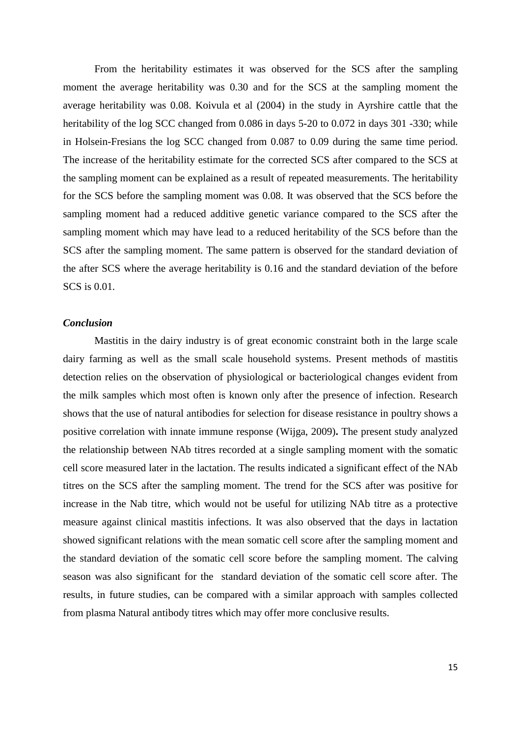From the heritability estimates it was observed for the SCS after the sampling moment the average heritability was 0.30 and for the SCS at the sampling moment the average heritability was 0.08. Koivula et al (2004) in the study in Ayrshire cattle that the heritability of the log SCC changed from 0.086 in days 5-20 to 0.072 in days 301 -330; while in Holsein-Fresians the log SCC changed from 0.087 to 0.09 during the same time period. The increase of the heritability estimate for the corrected SCS after compared to the SCS at the sampling moment can be explained as a result of repeated measurements. The heritability for the SCS before the sampling moment was 0.08. It was observed that the SCS before the sampling moment had a reduced additive genetic variance compared to the SCS after the sampling moment which may have lead to a reduced heritability of the SCS before than the SCS after the sampling moment. The same pattern is observed for the standard deviation of the after SCS where the average heritability is 0.16 and the standard deviation of the before SCS is 0.01.

### *Conclusion*

Mastitis in the dairy industry is of great economic constraint both in the large scale dairy farming as well as the small scale household systems. Present methods of mastitis detection relies on the observation of physiological or bacteriological changes evident from the milk samples which most often is known only after the presence of infection. Research shows that the use of natural antibodies for selection for disease resistance in poultry shows a positive correlation with innate immune response (Wijga, 2009)**.** The present study analyzed the relationship between NAb titres recorded at a single sampling moment with the somatic cell score measured later in the lactation. The results indicated a significant effect of the NAb titres on the SCS after the sampling moment. The trend for the SCS after was positive for increase in the Nab titre, which would not be useful for utilizing NAb titre as a protective measure against clinical mastitis infections. It was also observed that the days in lactation showed significant relations with the mean somatic cell score after the sampling moment and the standard deviation of the somatic cell score before the sampling moment. The calving season was also significant for the standard deviation of the somatic cell score after. The results, in future studies, can be compared with a similar approach with samples collected from plasma Natural antibody titres which may offer more conclusive results.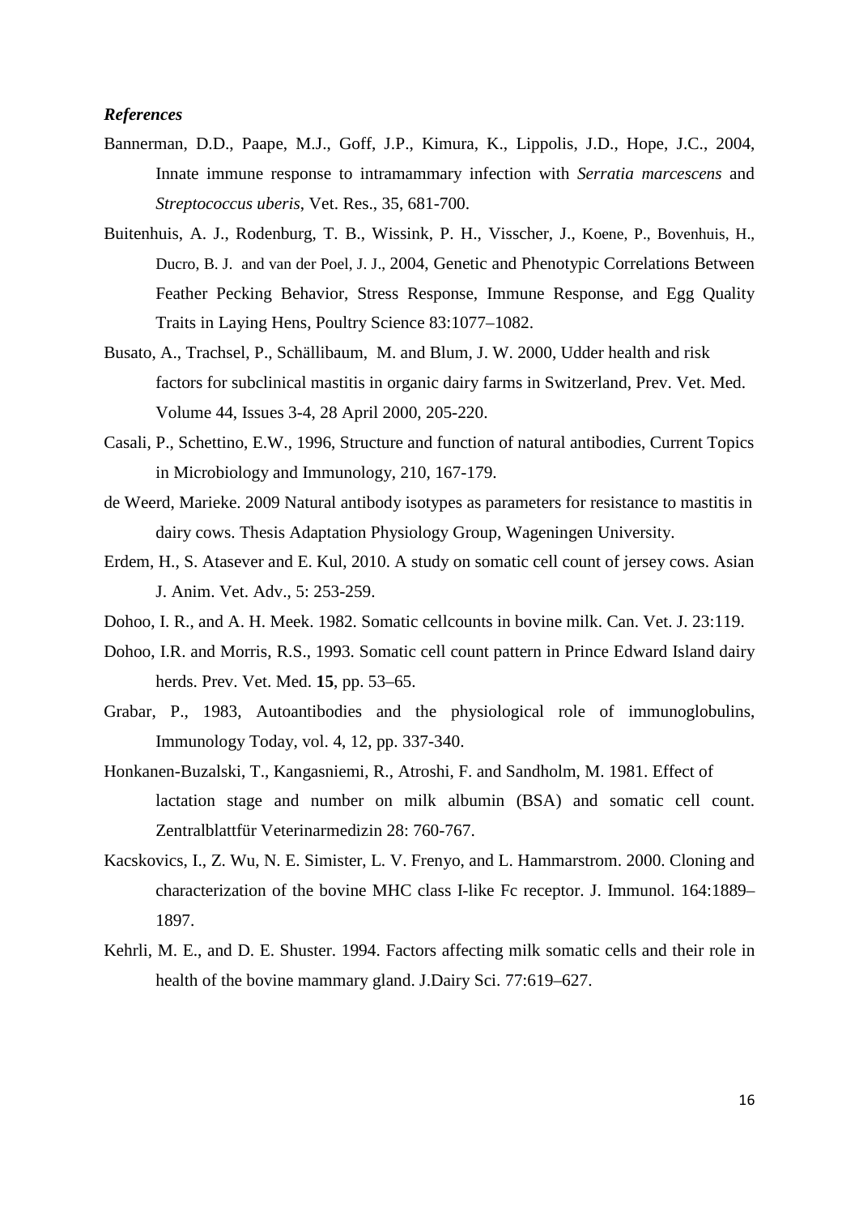***References***

Bannerman, D.D., Paape, M.J., Goff, J.P., Kimura, K., Lippolis, J.D., Hope, J.C., 2004, Innate immune response to intramammary infection with *Serratia marcescens* and *Streptococcus uberis*, Vet. Res., 35, 681-700.

Buitenhuis, A. J., Rodenburg, T. B., Wissink, P. H., Visscher, J., Koene, P., Bovenhuis, H., Ducro, B. J. and van der Poel, J. J., 2004, Genetic and Phenotypic Correlations Between Feather Pecking Behavior, Stress Response, Immune Response, and Egg Quality Traits in Laying Hens, Poultry Science 83:1077–1082.

Busato, A., Trachsel, P., Schällibaum, M. and Blum, J. W. 2000, Udder health and risk factors for subclinical mastitis in organic dairy farms in Switzerland, Prev. Vet. Med. Volume 44, Issues 3-4, 28 April 2000, 205-220.

Casali, P., Schettino, E.W., 1996, Structure and function of natural antibodies, Current Topics in Microbiology and Immunology, 210, 167-179.

de Weerd, Marieke. 2009 Natural antibody isotypes as parameters for resistance to mastitis in dairy cows. Thesis Adaptation Physiology Group, Wageningen University.

Erdem, H., S. Atasever and E. Kul, 2010. A study on somatic cell count of jersey cows. Asian J. Anim. Vet. Adv., 5: 253-259.

Dohoo, I. R., and A. H. Meek. 1982. Somatic cellcounts in bovine milk. Can. Vet. J. 23:119.

Dohoo, I.R. and Morris, R.S., 1993. Somatic cell count pattern in Prince Edward Island dairy herds. Prev. Vet. Med. **15**, pp. 53–65.

Grabar, P., 1983, Autoantibodies and the physiological role of immunoglobulins, Immunology Today, vol. 4, 12, pp. 337-340.

Honkanen-Buzalski, T., Kangasniemi, R., Atroshi, F. and Sandholm, M. 1981. Effect of lactation stage and number on milk albumin (BSA) and somatic cell count. Zentralblattfür Veterinarmedizin 28: 760-767.

Kacskovics, I., Z. Wu, N. E. Simister, L. V. Frenyo, and L. Hammarstrom. 2000. Cloning and characterization of the bovine MHC class I-like Fc receptor. J. Immunol. 164:1889–1897.

Kehrli, M. E., and D. E. Shuster. 1994. Factors affecting milk somatic cells and their role in health of the bovine mammary gland. J.Dairy Sci. 77:619–627.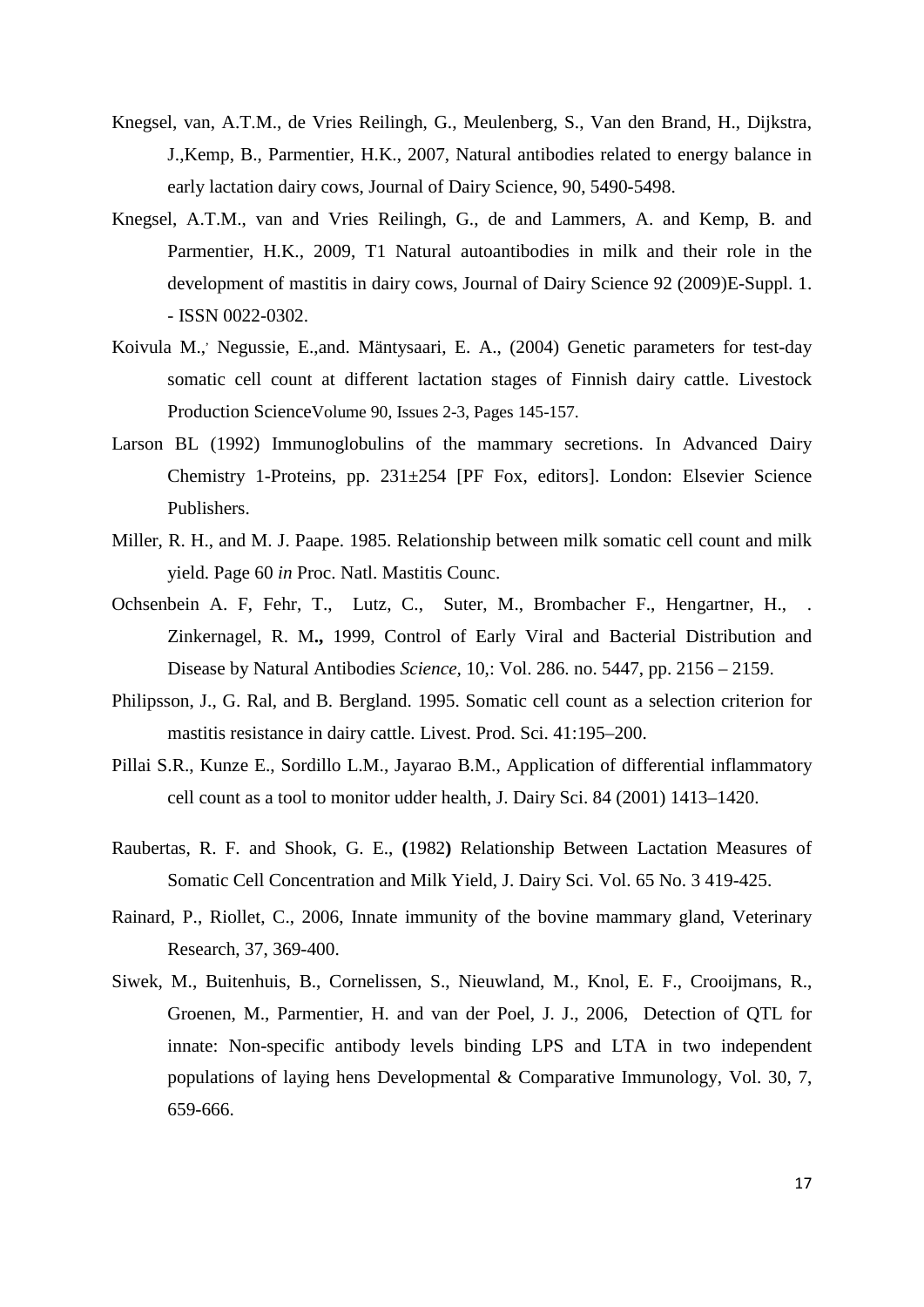Knegsel, van, A.T.M., de Vries Reilingh, G., Meulenberg, S., Van den Brand, H., Dijkstra, J.,Kemp, B., Parmentier, H.K., 2007, Natural antibodies related to energy balance in early lactation dairy cows, Journal of Dairy Science, 90, 5490-5498.

Knegsel, A.T.M., van and Vries Reilingh, G., de and Lammers, A. and Kemp, B. and Parmentier, H.K., 2009, T1 Natural autoantibodies in milk and their role in the development of mastitis in dairy cows, Journal of Dairy Science 92 (2009)E-Suppl. 1. - ISSN 0022-0302.

Koivula M.,' Negussie, E.,and. Mäntysaari, E. A., (2004) Genetic parameters for test-day somatic cell count at different lactation stages of Finnish dairy cattle. Livestock Production ScienceVolume 90, Issues 2-3, Pages 145-157.

Larson BL (1992) Immunoglobulins of the mammary secretions. In Advanced Dairy Chemistry 1-Proteins, pp. 231±254 [PF Fox, editors]. London: Elsevier Science Publishers.

Miller, R. H., and M. J. Paape. 1985. Relationship between milk somatic cell count and milk yield. Page 60 *in* Proc. Natl. Mastitis Counc.

Ochsenbein A. F, Fehr, T., Lutz, C., Suter, M., Brombacher F., Hengartner, H., . Zinkernagel, R. M**.,** 1999, Control of Early Viral and Bacterial Distribution and Disease by Natural Antibodies *Science*, 10,: Vol. 286. no. 5447, pp. 2156 – 2159.

Philipsson, J., G. Ral, and B. Bergland. 1995. Somatic cell count as a selection criterion for mastitis resistance in dairy cattle. Livest. Prod. Sci. 41:195–200.

Pillai S.R., Kunze E., Sordillo L.M., Jayarao B.M., Application of differential inflammatory cell count as a tool to monitor udder health, J. Dairy Sci. 84 (2001) 1413–1420.

Raubertas, R. F. and Shook, G. E., **(**1982**)** Relationship Between Lactation Measures of Somatic Cell Concentration and Milk Yield, J. Dairy Sci. Vol. 65 No. 3 419-425.

Rainard, P., Riollet, C., 2006, Innate immunity of the bovine mammary gland, Veterinary Research, 37, 369-400.

Siwek, M., Buitenhuis, B., Cornelissen, S., Nieuwland, M., Knol, E. F., Crooijmans, R., Groenen, M., Parmentier, H. and van der Poel, J. J., 2006, Detection of QTL for innate: Non-specific antibody levels binding LPS and LTA in two independent populations of laying hens Developmental & Comparative Immunology, Vol. 30, 7, 659-666.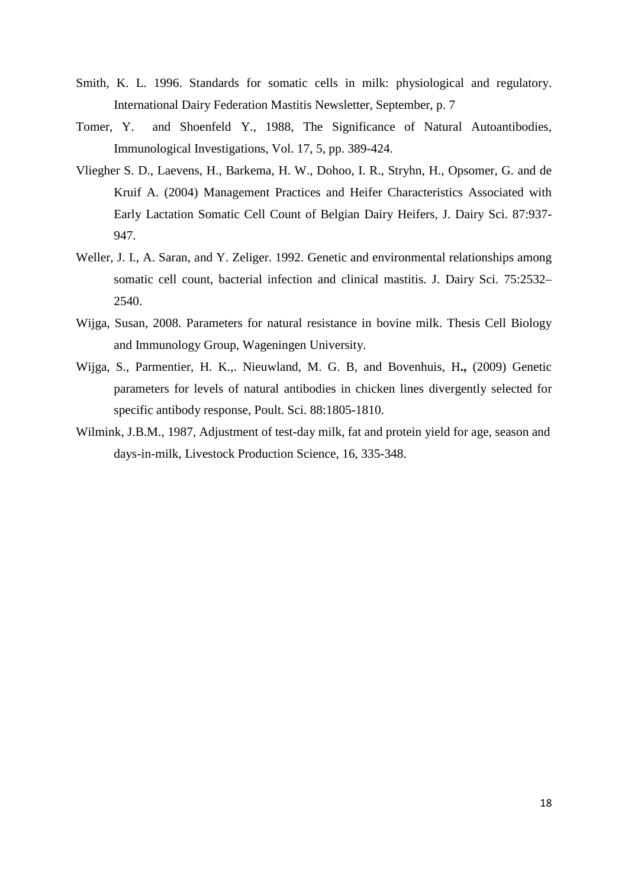Smith, K. L. 1996. Standards for somatic cells in milk: physiological and regulatory. International Dairy Federation Mastitis Newsletter, September, p. 7

Tomer, Y.  and Shoenfeld Y., 1988, The Significance of Natural Autoantibodies, Immunological Investigations, Vol. 17, 5, pp. 389-424.

Vliegher S. D., Laevens, H., Barkema, H. W., Dohoo, I. R., Stryhn, H., Opsomer, G. and de Kruif A. (2004) Management Practices and Heifer Characteristics Associated with Early Lactation Somatic Cell Count of Belgian Dairy Heifers, J. Dairy Sci. 87:937-947.

Weller, J. I., A. Saran, and Y. Zeliger. 1992. Genetic and environmental relationships among somatic cell count, bacterial infection and clinical mastitis. J. Dairy Sci. 75:2532–2540.

Wijga, Susan, 2008. Parameters for natural resistance in bovine milk. Thesis Cell Biology and Immunology Group, Wageningen University.

Wijga, S., Parmentier, H. K.,. Nieuwland, M. G. B, and Bovenhuis, H**.,** (2009) Genetic parameters for levels of natural antibodies in chicken lines divergently selected for specific antibody response, Poult. Sci. 88:1805-1810.

Wilmink, J.B.M., 1987, Adjustment of test-day milk, fat and protein yield for age, season and days-in-milk, Livestock Production Science, 16, 335-348.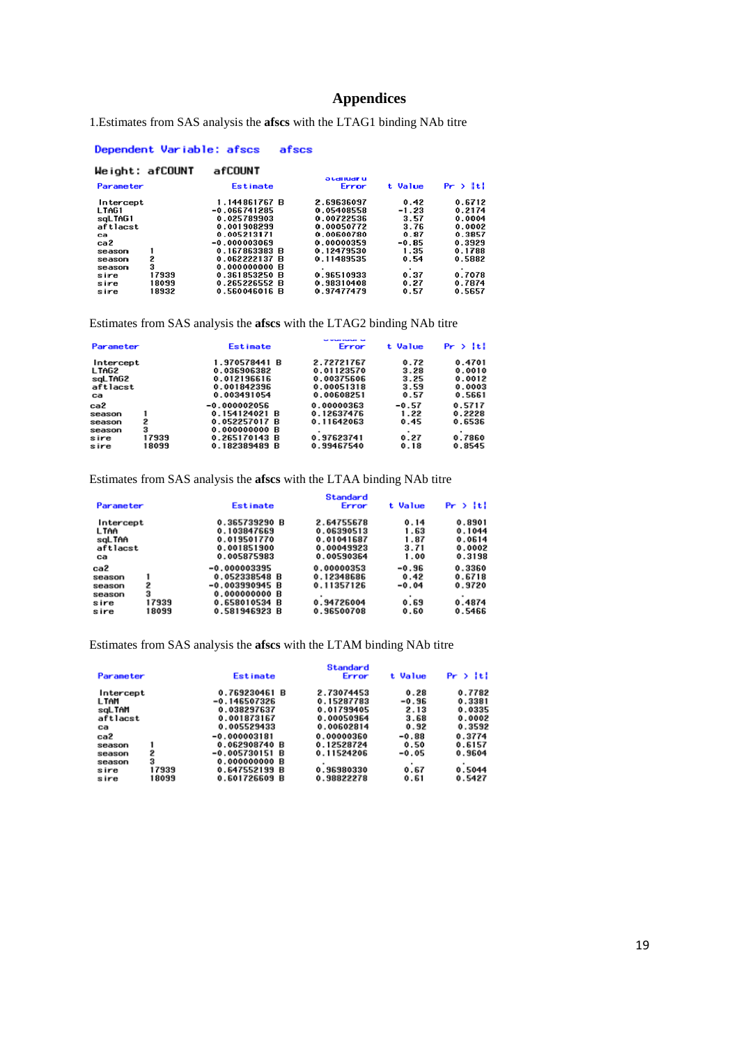## Appendices

1.Estimates from SAS analysis the **afscs** with the LTAG1 binding NAb titre

Dependent Variable: afscs afscs

Weight: afCOUNT afCOUNT

| Parameter | | Estimate | | Standard Error | t Value | Pr > \|t\| |
|---|---|---|---|---|---|---|
| Intercept | | 1.144861767 | B | 2.69636097 | 0.42 | 0.6712 |
| LTAG1 | | -0.066741285 | | 0.05408558 | -1.23 | 0.2174 |
| sqLTAG1 | | 0.025789903 | | 0.00722536 | 3.57 | 0.0004 |
| aftlacst | | 0.001908299 | | 0.00050772 | 3.76 | 0.0002 |
| ca | | 0.005213171 | | 0.00600780 | 0.87 | 0.3857 |
| ca2 | | -0.000003069 | | 0.00000359 | -0.85 | 0.3929 |
| season | 1 | 0.167863383 | B | 0.12479530 | 1.35 | 0.1788 |
| season | 2 | 0.062222137 | B | 0.11489535 | 0.54 | 0.5882 |
| season | 3 | 0.000000000 | B | . | . | . |
| sire | 17939 | 0.361853250 | B | 0.96510933 | 0.37 | 0.7078 |
| sire | 18099 | 0.265226552 | B | 0.98310408 | 0.27 | 0.7874 |
| sire | 18932 | 0.560046016 | B | 0.97477479 | 0.57 | 0.5657 |

Estimates from SAS analysis the **afscs** with the LTAG2 binding NAb titre

| Parameter | | Estimate | | Standard Error | t Value | Pr > \|t\| |
|---|---|---|---|---|---|---|
| Intercept | | 1.970578441 | B | 2.72721767 | 0.72 | 0.4701 |
| LTAG2 | | 0.036906382 | | 0.01123570 | 3.28 | 0.0010 |
| sqLTAG2 | | 0.012196616 | | 0.00375606 | 3.25 | 0.0012 |
| aftlacst | | 0.001842396 | | 0.00051318 | 3.59 | 0.0003 |
| ca | | 0.003491054 | | 0.00608251 | 0.57 | 0.5661 |
| ca2 | | -0.000002056 | | 0.00000363 | -0.57 | 0.5717 |
| season | 1 | 0.154124021 | B | 0.12637476 | 1.22 | 0.2228 |
| season | 2 | 0.052257017 | B | 0.11642063 | 0.45 | 0.6536 |
| season | 3 | 0.000000000 | B | . | . | . |
| sire | 17939 | 0.265170143 | B | 0.97623741 | 0.27 | 0.7860 |
| sire | 18099 | 0.182389489 | B | 0.99467540 | 0.18 | 0.8545 |

Estimates from SAS analysis the **afscs** with the LTAA binding NAb titre

| Parameter | | Estimate | | Standard Error | t Value | Pr > \|t\| |
|---|---|---|---|---|---|---|
| Intercept | | 0.365739290 | B | 2.64755678 | 0.14 | 0.8901 |
| LTAA | | 0.103847669 | | 0.06390513 | 1.63 | 0.1044 |
| sqLTAA | | 0.019501770 | | 0.01041687 | 1.87 | 0.0614 |
| aftlacst | | 0.001851900 | | 0.00049923 | 3.71 | 0.0002 |
| ca | | 0.005875983 | | 0.00590364 | 1.00 | 0.3198 |
| ca2 | | -0.000003395 | | 0.00000353 | -0.96 | 0.3360 |
| season | 1 | 0.052338548 | B | 0.12348686 | 0.42 | 0.6718 |
| season | 2 | -0.003990945 | B | 0.11357126 | -0.04 | 0.9720 |
| season | 3 | 0.000000000 | B | . | . | . |
| sire | 17939 | 0.658010534 | B | 0.94726004 | 0.69 | 0.4874 |
| sire | 18099 | 0.581946923 | B | 0.96500708 | 0.60 | 0.5466 |

Estimates from SAS analysis the **afscs** with the LTAM binding NAb titre

| Parameter | | Estimate | | Standard Error | t Value | Pr > \|t\| |
|---|---|---|---|---|---|---|
| Intercept | | 0.769230461 | B | 2.73074453 | 0.28 | 0.7782 |
| LTAM | | -0.146507326 | | 0.15287783 | -0.96 | 0.3381 |
| sqLTAM | | 0.038297637 | | 0.01799405 | 2.13 | 0.0335 |
| aftlacst | | 0.001873167 | | 0.00050964 | 3.68 | 0.0002 |
| ca | | 0.005529433 | | 0.00602814 | 0.92 | 0.3592 |
| ca2 | | -0.000003181 | | 0.00000360 | -0.88 | 0.3774 |
| season | 1 | 0.062908740 | B | 0.12528724 | 0.50 | 0.6157 |
| season | 2 | -0.005730151 | B | 0.11524206 | -0.05 | 0.9604 |
| season | 3 | 0.000000000 | B | . | . | . |
| sire | 17939 | 0.647552199 | B | 0.96980330 | 0.67 | 0.5044 |
| sire | 18099 | 0.601726609 | B | 0.98822278 | 0.61 | 0.5427 |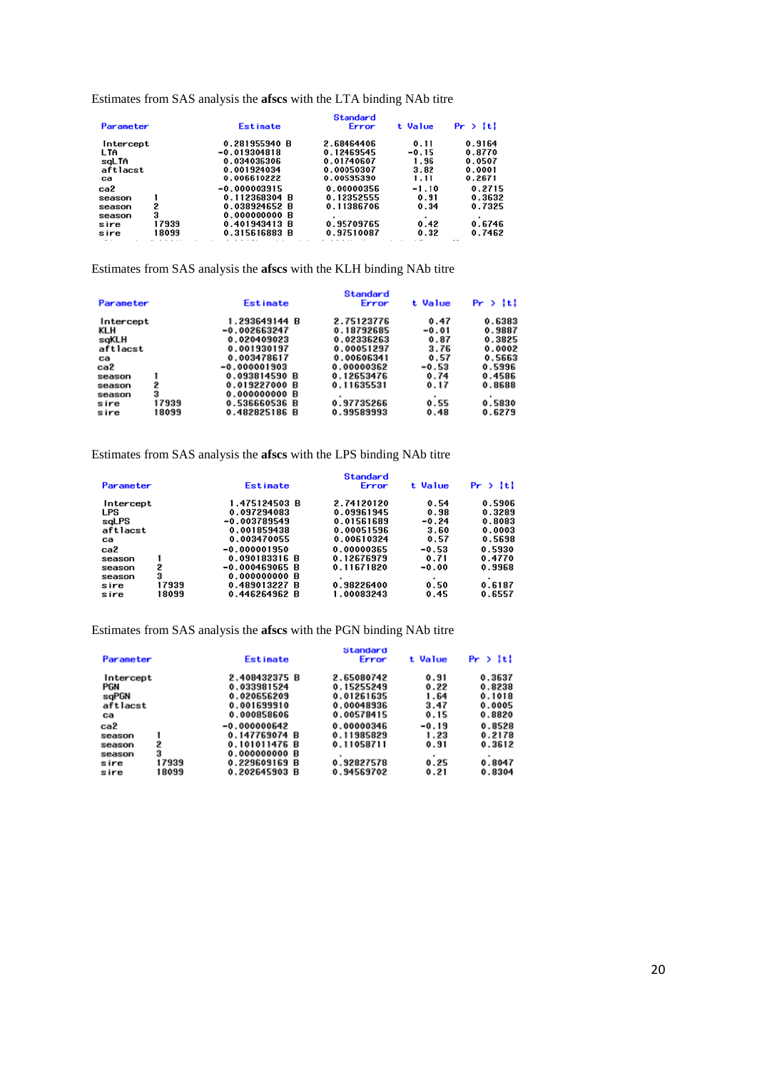Estimates from SAS analysis the **afscs** with the LTA binding NAb titre

| Parameter | | Estimate | | Standard Error | t Value | Pr > \|t\| |
|---|---|---|---|---|---|---|
| Intercept | | 0.281955940 | B | 2.68464406 | 0.11 | 0.9164 |
| LTA | | -0.019304818 | | 0.12469545 | -0.15 | 0.8770 |
| sqLTA | | 0.034036306 | | 0.01740607 | 1.96 | 0.0507 |
| aftlacst | | 0.001924034 | | 0.00050307 | 3.82 | 0.0001 |
| ca | | 0.006610222 | | 0.00595390 | 1.11 | 0.2671 |
| ca2 | | -0.000003915 | | 0.00000356 | -1.10 | 0.2715 |
| season | 1 | 0.112368304 | B | 0.12352555 | 0.91 | 0.3632 |
| season | 2 | 0.038924652 | B | 0.11386706 | 0.34 | 0.7325 |
| season | 3 | 0.000000000 | B | . | . | . |
| sire | 17939 | 0.401943413 | B | 0.95709765 | 0.42 | 0.6746 |
| sire | 18099 | 0.315616883 | B | 0.97510087 | 0.32 | 0.7462 |

Estimates from SAS analysis the **afscs** with the KLH binding NAb titre

| Parameter | | Estimate | | Standard Error | t Value | Pr > \|t\| |
|---|---|---|---|---|---|---|
| Intercept | | 1.293649144 | B | 2.75123776 | 0.47 | 0.6383 |
| KLH | | -0.002663247 | | 0.18792685 | -0.01 | 0.9887 |
| sqKLH | | 0.020409023 | | 0.02336263 | 0.87 | 0.3825 |
| aftlacst | | 0.001930197 | | 0.00051297 | 3.76 | 0.0002 |
| ca | | 0.003478617 | | 0.00606341 | 0.57 | 0.5663 |
| ca2 | | -0.000001903 | | 0.00000362 | -0.53 | 0.5996 |
| season | 1 | 0.093814590 | B | 0.12653476 | 0.74 | 0.4586 |
| season | 2 | 0.019227000 | B | 0.11635531 | 0.17 | 0.8688 |
| season | 3 | 0.000000000 | B | . | . | . |
| sire | 17939 | 0.536660536 | B | 0.97735266 | 0.55 | 0.5830 |
| sire | 18099 | 0.482825186 | B | 0.99589993 | 0.48 | 0.6279 |

Estimates from SAS analysis the **afscs** with the LPS binding NAb titre

| Parameter | | Estimate | | Standard Error | t Value | Pr > \|t\| |
|---|---|---|---|---|---|---|
| Intercept | | 1.475124503 | B | 2.74120120 | 0.54 | 0.5906 |
| LPS | | 0.097294083 | | 0.09961945 | 0.98 | 0.3289 |
| sqLPS | | -0.003789549 | | 0.01561689 | -0.24 | 0.8083 |
| aftlacst | | 0.001859438 | | 0.00051596 | 3.60 | 0.0003 |
| ca | | 0.003470055 | | 0.00610324 | 0.57 | 0.5698 |
| ca2 | | -0.000001950 | | 0.00000365 | -0.53 | 0.5930 |
| season | 1 | 0.090183316 | B | 0.12676979 | 0.71 | 0.4770 |
| season | 2 | -0.000469065 | B | 0.11671820 | -0.00 | 0.9968 |
| season | 3 | 0.000000000 | B | . | . | . |
| sire | 17939 | 0.489013227 | B | 0.98226400 | 0.50 | 0.6187 |
| sire | 18099 | 0.446264962 | B | 1.00083243 | 0.45 | 0.6557 |

Estimates from SAS analysis the **afscs** with the PGN binding NAb titre

| Parameter | | Estimate | | Standard Error | t Value | Pr > \|t\| |
|---|---|---|---|---|---|---|
| Intercept | | 2.408432375 | B | 2.65080742 | 0.91 | 0.3637 |
| PGN | | 0.033981524 | | 0.15255249 | 0.22 | 0.8238 |
| sqPGN | | 0.020656209 | | 0.01261635 | 1.64 | 0.1018 |
| aftlacst | | 0.001699910 | | 0.00048936 | 3.47 | 0.0005 |
| ca | | 0.000858606 | | 0.00578415 | 0.15 | 0.8820 |
| ca2 | | -0.000000642 | | 0.00000346 | -0.19 | 0.8528 |
| season | 1 | 0.147769074 | B | 0.11985829 | 1.23 | 0.2178 |
| season | 2 | 0.101011476 | B | 0.11058711 | 0.91 | 0.3612 |
| season | 3 | 0.000000000 | B | . | . | . |
| sire | 17939 | 0.229609169 | B | 0.92827578 | 0.25 | 0.8047 |
| sire | 18099 | 0.202645903 | B | 0.94569702 | 0.21 | 0.8304 |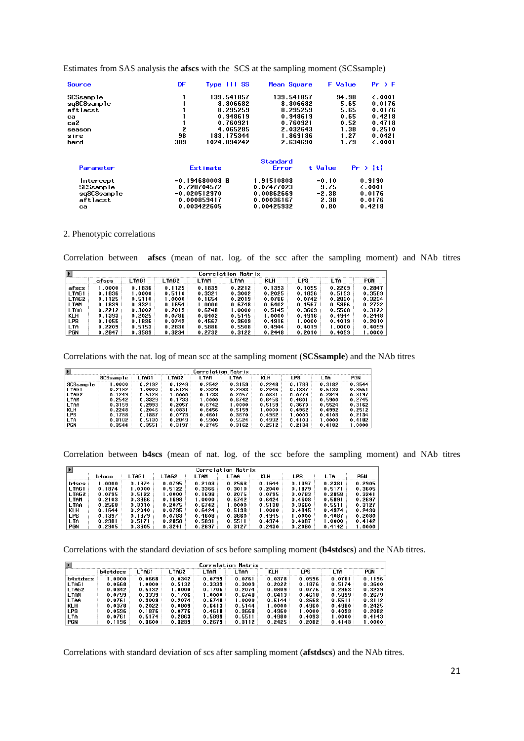Estimates from SAS analysis the **afscs** with the SCS at the sampling moment (SCSsample)

| Source | DF | Type III SS | Mean Square | F Value | Pr > F |
|---|---|---|---|---|---|
| SCSsample | 1 | 139.541857 | 139.541857 | 94.98 | <.0001 |
| sqSCSsample | 1 | 8.306682 | 8.306682 | 5.65 | 0.0176 |
| aftlacst | 1 | 8.295259 | 8.295259 | 5.65 | 0.0176 |
| ca | 1 | 0.948619 | 0.948619 | 0.65 | 0.4218 |
| ca2 | 1 | 0.760921 | 0.760921 | 0.52 | 0.4718 |
| season | 2 | 4.065285 | 2.032643 | 1.38 | 0.2510 |
| sire | 98 | 183.175344 | 1.869136 | 1.27 | 0.0421 |
| herd | 389 | 1024.894242 | 2.634690 | 1.79 | <.0001 |

| Parameter | Estimate | Standard Error | t Value | Pr > \|t\| |
|---|---|---|---|---|
| Intercept | -0.194680003 B | 1.91510803 | -0.10 | 0.9190 |
| SCSsample | 0.728704572 | 0.07477023 | 9.75 | <.0001 |
| sqSCSsample | -0.020512970 | 0.00862669 | -2.38 | 0.0176 |
| aftlacst | 0.000859417 | 0.00036167 | 2.38 | 0.0176 |
| ca | 0.003422605 | 0.00425932 | 0.80 | 0.4218 |

2. Phenotypic correlations

Correlation between **afscs** (mean of nat. log. of the scc after the sampling moment) and NAb titres

| | afscs | LTAG1 | LTAG2 | LTAM | LTAA | KLH | LPS | LTA | PGN |
|---|---|---|---|---|---|---|---|---|---|
| afscs | 1.0000 | 0.1836 | 0.1125 | 0.1839 | 0.2212 | 0.1393 | 0.1055 | 0.2209 | 0.2847 |
| LTAG1 | 0.1836 | 1.0000 | 0.5110 | 0.3321 | 0.3002 | 0.2025 | 0.1836 | 0.5153 | 0.3589 |
| LTAG2 | 0.1125 | 0.5110 | 1.0000 | 0.1654 | 0.2019 | 0.0786 | 0.0742 | 0.2830 | 0.3234 |
| LTAM | 0.1839 | 0.3321 | 0.1654 | 1.0000 | 0.6748 | 0.6402 | 0.4567 | 0.5886 | 0.2732 |
| LTAA | 0.2212 | 0.3002 | 0.2019 | 0.6748 | 1.0000 | 0.5145 | 0.3609 | 0.5508 | 0.3122 |
| KLH | 0.1393 | 0.2025 | 0.0786 | 0.6402 | 0.5145 | 1.0000 | 0.4916 | 0.4944 | 0.2448 |
| LPS | 0.1055 | 0.1836 | 0.0742 | 0.4567 | 0.3609 | 0.4916 | 1.0000 | 0.4019 | 0.2010 |
| LTA | 0.2209 | 0.5153 | 0.2830 | 0.5886 | 0.5508 | 0.4944 | 0.4019 | 1.0000 | 0.4099 |
| PGN | 0.2847 | 0.3589 | 0.3234 | 0.2732 | 0.3122 | 0.2448 | 0.2010 | 0.4099 | 1.0000 |

Correlations with the nat. log of mean scc at the sampling moment (**SCSsample**) and the NAb titres

| | SCSsample | LTAG1 | LTAG2 | LTAM | LTAA | KLH | LPS | LTA | PGN |
|---|---|---|---|---|---|---|---|---|---|
| SCSsample | 1.0000 | 0.2192 | 0.1249 | 0.2542 | 0.3159 | 0.2248 | 0.1788 | 0.3182 | 0.3544 |
| LTAG1 | 0.2192 | 1.0000 | 0.5126 | 0.3329 | 0.2993 | 0.2046 | 0.1887 | 0.5130 | 0.3551 |
| LTAG2 | 0.1249 | 0.5126 | 1.0000 | 0.1733 | 0.2057 | 0.0831 | 0.0773 | 0.2849 | 0.3197 |
| LTAM | 0.2542 | 0.3329 | 0.1733 | 1.0000 | 0.6742 | 0.6456 | 0.4601 | 0.5900 | 0.2745 |
| LTAA | 0.3159 | 0.2993 | 0.2057 | 0.6742 | 1.0000 | 0.5159 | 0.3670 | 0.5524 | 0.3162 |
| KLH | 0.2248 | 0.2046 | 0.0831 | 0.6456 | 0.5159 | 1.0000 | 0.4962 | 0.4992 | 0.2512 |
| LPS | 0.1788 | 0.1887 | 0.0773 | 0.4601 | 0.3670 | 0.4962 | 1.0000 | 0.4103 | 0.2134 |
| LTA | 0.3182 | 0.5130 | 0.2849 | 0.5900 | 0.5524 | 0.4992 | 0.4103 | 1.0000 | 0.4182 |
| PGN | 0.3544 | 0.3551 | 0.3197 | 0.2745 | 0.3162 | 0.2512 | 0.2134 | 0.4182 | 1.0000 |

Correlation between **b4scs** (mean of nat. log. of the scc before the sampling moment) and NAb titres

| | b4scs | LTAG1 | LTAG2 | LTAM | LTAA | KLH | LPS | LTA | PGN |
|---|---|---|---|---|---|---|---|---|---|
| b4scs | 1.0000 | 0.1874 | 0.0795 | 0.2103 | 0.2568 | 0.1644 | 0.1397 | 0.2381 | 0.2905 |
| LTAG1 | 0.1874 | 1.0000 | 0.5122 | 0.3366 | 0.3010 | 0.2040 | 0.1879 | 0.5171 | 0.3605 |
| LTAG2 | 0.0795 | 0.5122 | 1.0000 | 0.1698 | 0.2075 | 0.0795 | 0.0783 | 0.2858 | 0.3241 |
| LTAM | 0.2103 | 0.3366 | 0.1698 | 1.0000 | 0.6742 | 0.6424 | 0.4608 | 0.5891 | 0.2697 |
| LTAA | 0.2568 | 0.3010 | 0.2075 | 0.6742 | 1.0000 | 0.5138 | 0.3660 | 0.5511 | 0.3127 |
| KLH | 0.1644 | 0.2040 | 0.0795 | 0.6424 | 0.5138 | 1.0000 | 0.4945 | 0.4974 | 0.2430 |
| LPS | 0.1397 | 0.1879 | 0.0783 | 0.4608 | 0.3660 | 0.4945 | 1.0000 | 0.4087 | 0.2080 |
| LTA | 0.2381 | 0.5171 | 0.2858 | 0.5891 | 0.5511 | 0.4974 | 0.4087 | 1.0000 | 0.4142 |
| PGN | 0.2905 | 0.3605 | 0.3241 | 0.2697 | 0.3127 | 0.2430 | 0.2080 | 0.4142 | 1.0000 |

Correlations with the standard deviation of scs before sampling moment (**b4stdscs**) and the NAb titres.

| | b4stdscs | LTAG1 | LTAG2 | LTAM | LTAA | KLH | LPS | LTA | PGN |
|---|---|---|---|---|---|---|---|---|---|
| b4stdscs | 1.0000 | 0.0668 | 0.0342 | 0.0799 | 0.0761 | 0.0378 | 0.0596 | 0.0761 | 0.1196 |
| LTAG1 | 0.0668 | 1.0000 | 0.5132 | 0.3339 | 0.3009 | 0.2022 | 0.1876 | 0.5174 | 0.3600 |
| LTAG2 | 0.0342 | 0.5132 | 1.0000 | 0.1706 | 0.2074 | 0.0809 | 0.0776 | 0.2863 | 0.3239 |
| LTAM | 0.0799 | 0.3339 | 0.1706 | 1.0000 | 0.6748 | 0.6413 | 0.4618 | 0.5899 | 0.2679 |
| LTAA | 0.0761 | 0.3009 | 0.2074 | 0.6748 | 1.0000 | 0.5144 | 0.3668 | 0.5511 | 0.3112 |
| KLH | 0.0378 | 0.2022 | 0.0809 | 0.6413 | 0.5144 | 1.0000 | 0.4960 | 0.4980 | 0.2425 |
| LPS | 0.0596 | 0.1876 | 0.0776 | 0.4618 | 0.3668 | 0.4960 | 1.0000 | 0.4093 | 0.2082 |
| LTA | 0.0761 | 0.5174 | 0.2863 | 0.5899 | 0.5511 | 0.4980 | 0.4093 | 1.0000 | 0.4143 |
| PGN | 0.1196 | 0.3600 | 0.3239 | 0.2679 | 0.3112 | 0.2425 | 0.2082 | 0.4143 | 1.0000 |

Correlations with standard deviation of scs after sampling moment (**afstdscs**) and the NAb titres.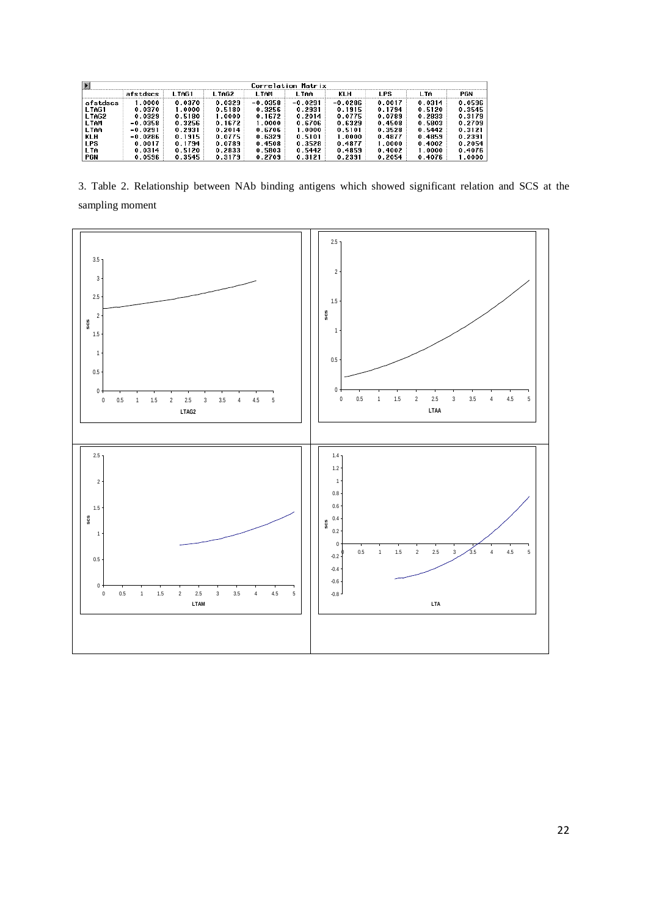| | | | | Correlation Matrix | | | | | |
|---|---|---|---|---|---|---|---|---|---|
| | afstdscs | LTAG1 | LTAG2 | LTAM | LTAA | KLH | LPS | LTA | PGN |
| afstdscs | 1.0000 | 0.0370 | 0.0329 | -0.0358 | -0.0291 | -0.0286 | 0.0017 | 0.0314 | 0.0596 |
| LTAG1 | 0.0370 | 1.0000 | 0.5180 | 0.3256 | 0.2931 | 0.1915 | 0.1794 | 0.5120 | 0.3545 |
| LTAG2 | 0.0329 | 0.5180 | 1.0000 | 0.1672 | 0.2014 | 0.0775 | 0.0789 | 0.2833 | 0.3179 |
| LTAM | -0.0358 | 0.3256 | 0.1672 | 1.0000 | 0.6706 | 0.6329 | 0.4508 | 0.5803 | 0.2709 |
| LTAA | -0.0291 | 0.2931 | 0.2014 | 0.6706 | 1.0000 | 0.5101 | 0.3528 | 0.5442 | 0.3121 |
| KLH | -0.0286 | 0.1915 | 0.0775 | 0.6329 | 0.5101 | 1.0000 | 0.4877 | 0.4859 | 0.2391 |
| LPS | 0.0017 | 0.1794 | 0.0789 | 0.4508 | 0.3528 | 0.4877 | 1.0000 | 0.4002 | 0.2054 |
| LTA | 0.0314 | 0.5120 | 0.2833 | 0.5803 | 0.5442 | 0.4859 | 0.4002 | 1.0000 | 0.4076 |
| PGN | 0.0596 | 0.3545 | 0.3179 | 0.2709 | 0.3121 | 0.2391 | 0.2054 | 0.4076 | 1.0000 |

3. Table 2. Relationship between NAb binding antigens which showed significant relation and SCS at the sampling moment

scs
3.5
3
2.5
2
1.5
1
0.5
0
0 0.5 1 1.5 2 2.5 3 3.5 4 4.5 5
LTAG2

scs
2.5
2
1.5
1
0.5
0
0 0.5 1 1.5 2 2.5 3 3.5 4 4.5 5
LTAA

scs
2.5
2
1.5
1
0.5
0
0 0.5 1 1.5 2 2.5 3 3.5 4 4.5 5
LTAM

scs
1.4
1.2
1
0.8
0.6
0.4
0.2
0
-0.2
-0.4
-0.6
-0.8
0 0.5 1 1.5 2 2.5 3 3.5 4 4.5 5
LTA